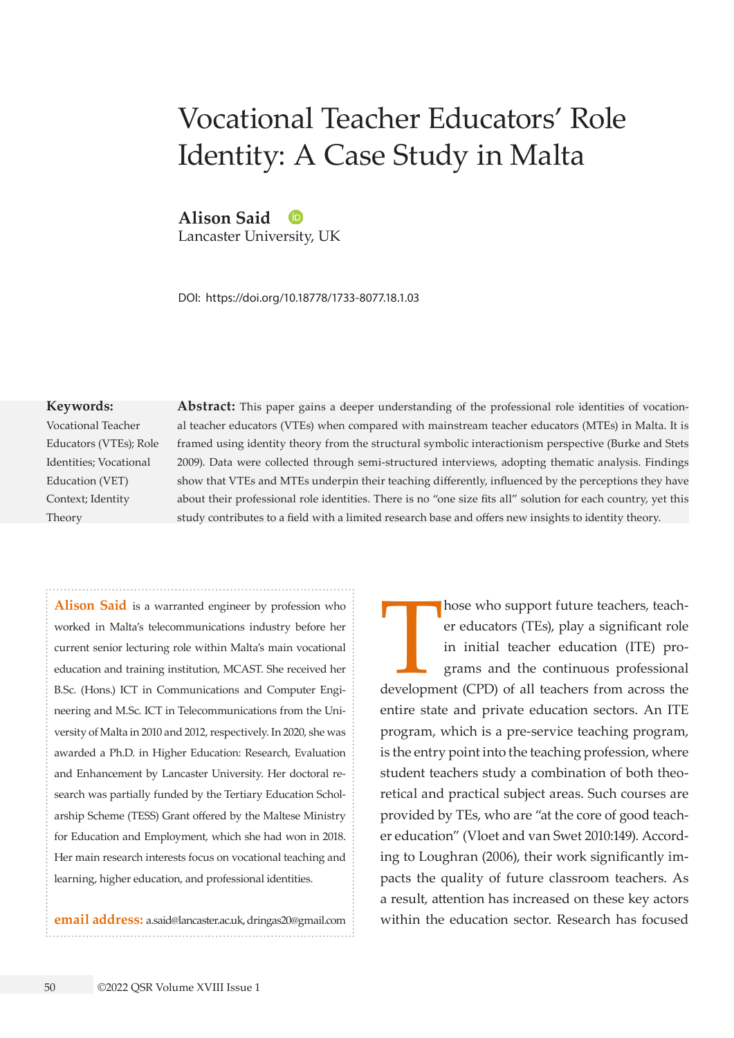# Vocational Teacher Educators' Role Identity: A Case Study in Malta

**Alison Said**
Lancaster University, UK

DOI: https://doi.org/10.18778/1733-8077.18.1.03

**Keywords:**
Vocational Teacher Educators (VTEs); Role Identities; Vocational Education (VET) Context; Identity Theory

**Abstract:** This paper gains a deeper understanding of the professional role identities of vocational teacher educators (VTEs) when compared with mainstream teacher educators (MTEs) in Malta. It is framed using identity theory from the structural symbolic interactionism perspective (Burke and Stets 2009). Data were collected through semi-structured interviews, adopting thematic analysis. Findings show that VTEs and MTEs underpin their teaching differently, influenced by the perceptions they have about their professional role identities. There is no "one size fits all" solution for each country, yet this study contributes to a field with a limited research base and offers new insights to identity theory.

**Alison Said** is a warranted engineer by profession who worked in Malta's telecommunications industry before her current senior lecturing role within Malta's main vocational education and training institution, MCAST. She received her B.Sc. (Hons.) ICT in Communications and Computer Engineering and M.Sc. ICT in Telecommunications from the University of Malta in 2010 and 2012, respectively. In 2020, she was awarded a Ph.D. in Higher Education: Research, Evaluation and Enhancement by Lancaster University. Her doctoral research was partially funded by the Tertiary Education Scholarship Scheme (TESS) Grant offered by the Maltese Ministry for Education and Employment, which she had won in 2018. Her main research interests focus on vocational teaching and learning, higher education, and professional identities.

**email address:** a.said@lancaster.ac.uk, dringas20@gmail.com

Those who support future teachers, teacher educators (TEs), play a significant role in initial teacher education (ITE) programs and the continuous professional development (CPD) of all teachers from across the entire state and private education sectors. An ITE program, which is a pre-service teaching program, is the entry point into the teaching profession, where student teachers study a combination of both theoretical and practical subject areas. Such courses are provided by TEs, who are "at the core of good teacher education" (Vloet and van Swet 2010:149). According to Loughran (2006), their work significantly impacts the quality of future classroom teachers. As a result, attention has increased on these key actors within the education sector. Research has focused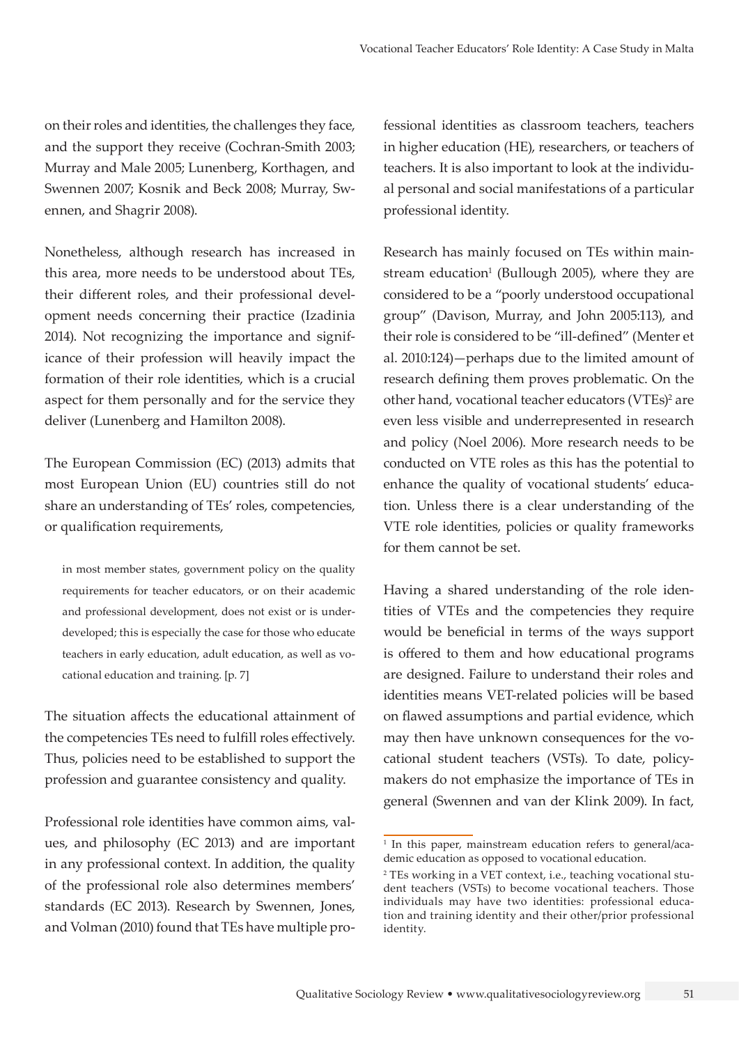on their roles and identities, the challenges they face, and the support they receive (Cochran-Smith 2003; Murray and Male 2005; Lunenberg, Korthagen, and Swennen 2007; Kosnik and Beck 2008; Murray, Swennen, and Shagrir 2008).

Nonetheless, although research has increased in this area, more needs to be understood about TEs, their different roles, and their professional development needs concerning their practice (Izadinia 2014). Not recognizing the importance and significance of their profession will heavily impact the formation of their role identities, which is a crucial aspect for them personally and for the service they deliver (Lunenberg and Hamilton 2008).

The European Commission (EC) (2013) admits that most European Union (EU) countries still do not share an understanding of TEs' roles, competencies, or qualification requirements,

> in most member states, government policy on the quality requirements for teacher educators, or on their academic and professional development, does not exist or is underdeveloped; this is especially the case for those who educate teachers in early education, adult education, as well as vocational education and training. [p. 7]

The situation affects the educational attainment of the competencies TEs need to fulfill roles effectively. Thus, policies need to be established to support the profession and guarantee consistency and quality.

Professional role identities have common aims, values, and philosophy (EC 2013) and are important in any professional context. In addition, the quality of the professional role also determines members' standards (EC 2013). Research by Swennen, Jones, and Volman (2010) found that TEs have multiple professional identities as classroom teachers, teachers in higher education (HE), researchers, or teachers of teachers. It is also important to look at the individual personal and social manifestations of a particular professional identity.

Research has mainly focused on TEs within mainstream education[1] (Bullough 2005), where they are considered to be a "poorly understood occupational group" (Davison, Murray, and John 2005:113), and their role is considered to be "ill-defined" (Menter et al. 2010:124)—perhaps due to the limited amount of research defining them proves problematic. On the other hand, vocational teacher educators (VTEs)[2] are even less visible and underrepresented in research and policy (Noel 2006). More research needs to be conducted on VTE roles as this has the potential to enhance the quality of vocational students' education. Unless there is a clear understanding of the VTE role identities, policies or quality frameworks for them cannot be set.

Having a shared understanding of the role identities of VTEs and the competencies they require would be beneficial in terms of the ways support is offered to them and how educational programs are designed. Failure to understand their roles and identities means VET-related policies will be based on flawed assumptions and partial evidence, which may then have unknown consequences for the vocational student teachers (VSTs). To date, policymakers do not emphasize the importance of TEs in general (Swennen and van der Klink 2009). In fact,

[1] In this paper, mainstream education refers to general/academic education as opposed to vocational education.

[2] TEs working in a VET context, i.e., teaching vocational student teachers (VSTs) to become vocational teachers. Those individuals may have two identities: professional education and training identity and their other/prior professional identity.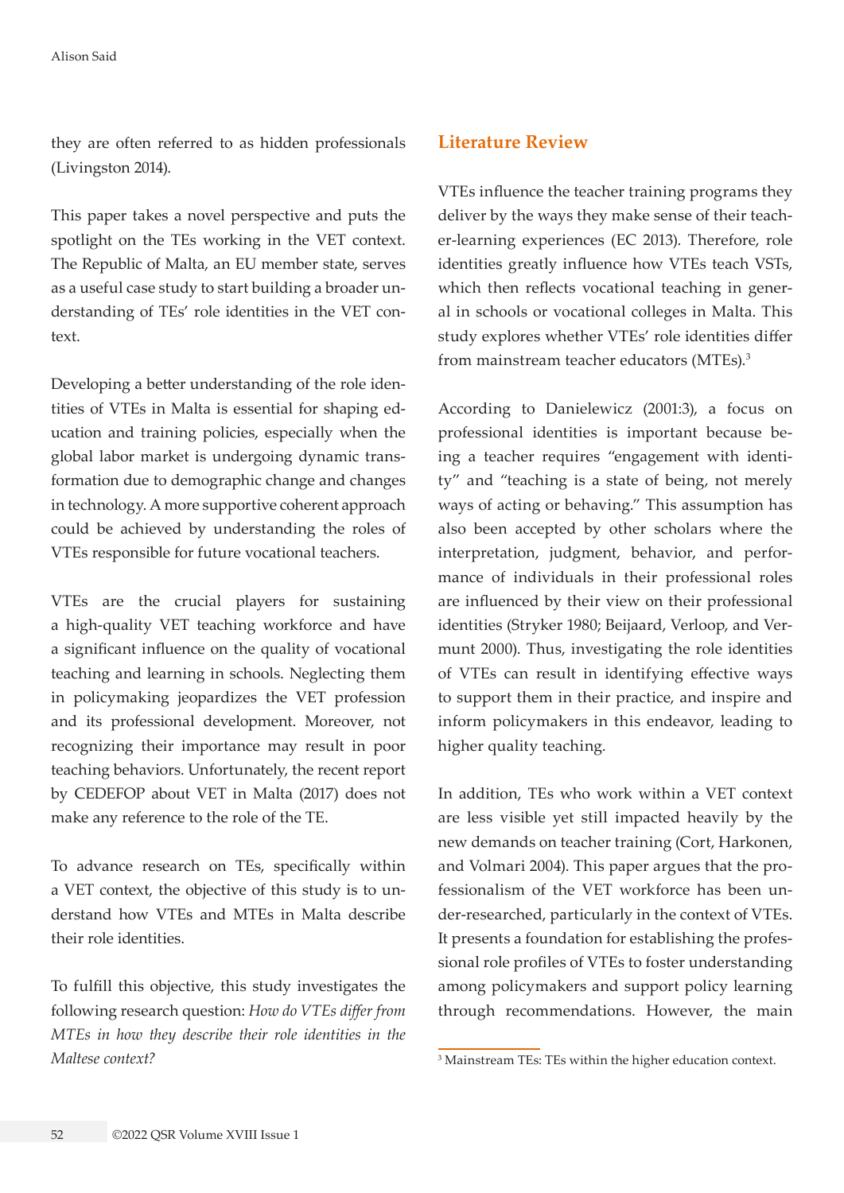they are often referred to as hidden professionals (Livingston 2014).

This paper takes a novel perspective and puts the spotlight on the TEs working in the VET context. The Republic of Malta, an EU member state, serves as a useful case study to start building a broader understanding of TEs' role identities in the VET context.

Developing a better understanding of the role identities of VTEs in Malta is essential for shaping education and training policies, especially when the global labor market is undergoing dynamic transformation due to demographic change and changes in technology. A more supportive coherent approach could be achieved by understanding the roles of VTEs responsible for future vocational teachers.

VTEs are the crucial players for sustaining a high-quality VET teaching workforce and have a significant influence on the quality of vocational teaching and learning in schools. Neglecting them in policymaking jeopardizes the VET profession and its professional development. Moreover, not recognizing their importance may result in poor teaching behaviors. Unfortunately, the recent report by CEDEFOP about VET in Malta (2017) does not make any reference to the role of the TE.

To advance research on TEs, specifically within a VET context, the objective of this study is to understand how VTEs and MTEs in Malta describe their role identities.

To fulfill this objective, this study investigates the following research question: *How do VTEs differ from MTEs in how they describe their role identities in the Maltese context?*

## Literature Review

VTEs influence the teacher training programs they deliver by the ways they make sense of their teacher-learning experiences (EC 2013). Therefore, role identities greatly influence how VTEs teach VSTs, which then reflects vocational teaching in general in schools or vocational colleges in Malta. This study explores whether VTEs' role identities differ from mainstream teacher educators (MTEs).[3]

According to Danielewicz (2001:3), a focus on professional identities is important because being a teacher requires "engagement with identity" and "teaching is a state of being, not merely ways of acting or behaving." This assumption has also been accepted by other scholars where the interpretation, judgment, behavior, and performance of individuals in their professional roles are influenced by their view on their professional identities (Stryker 1980; Beijaard, Verloop, and Vermunt 2000). Thus, investigating the role identities of VTEs can result in identifying effective ways to support them in their practice, and inspire and inform policymakers in this endeavor, leading to higher quality teaching.

In addition, TEs who work within a VET context are less visible yet still impacted heavily by the new demands on teacher training (Cort, Harkonen, and Volmari 2004). This paper argues that the professionalism of the VET workforce has been under-researched, particularly in the context of VTEs. It presents a foundation for establishing the professional role profiles of VTEs to foster understanding among policymakers and support policy learning through recommendations. However, the main

[3] Mainstream TEs: TEs within the higher education context.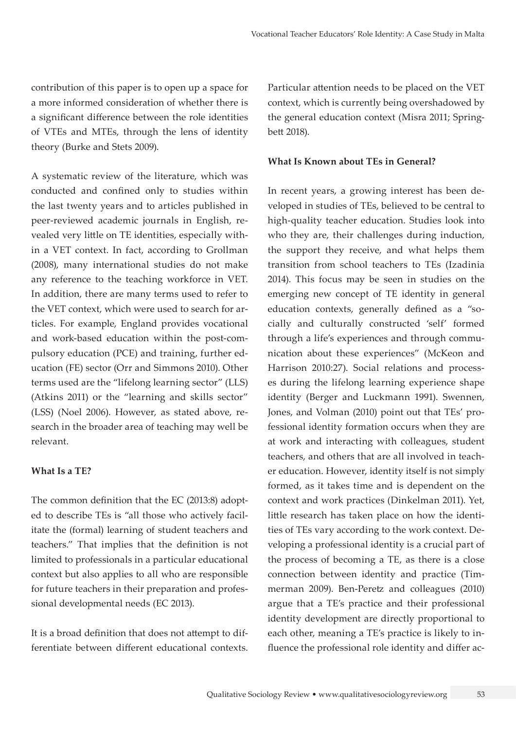contribution of this paper is to open up a space for a more informed consideration of whether there is a significant difference between the role identities of VTEs and MTEs, through the lens of identity theory (Burke and Stets 2009).

A systematic review of the literature, which was conducted and confined only to studies within the last twenty years and to articles published in peer-reviewed academic journals in English, revealed very little on TE identities, especially within a VET context. In fact, according to Grollman (2008), many international studies do not make any reference to the teaching workforce in VET. In addition, there are many terms used to refer to the VET context, which were used to search for articles. For example, England provides vocational and work-based education within the post-compulsory education (PCE) and training, further education (FE) sector (Orr and Simmons 2010). Other terms used are the "lifelong learning sector" (LLS) (Atkins 2011) or the "learning and skills sector" (LSS) (Noel 2006). However, as stated above, research in the broader area of teaching may well be relevant.

### What Is a TE?

The common definition that the EC (2013:8) adopted to describe TEs is "all those who actively facilitate the (formal) learning of student teachers and teachers." That implies that the definition is not limited to professionals in a particular educational context but also applies to all who are responsible for future teachers in their preparation and professional developmental needs (EC 2013).

It is a broad definition that does not attempt to differentiate between different educational contexts. Particular attention needs to be placed on the VET context, which is currently being overshadowed by the general education context (Misra 2011; Springbett 2018).

### What Is Known about TEs in General?

In recent years, a growing interest has been developed in studies of TEs, believed to be central to high-quality teacher education. Studies look into who they are, their challenges during induction, the support they receive, and what helps them transition from school teachers to TEs (Izadinia 2014). This focus may be seen in studies on the emerging new concept of TE identity in general education contexts, generally defined as a "socially and culturally constructed 'self' formed through a life's experiences and through communication about these experiences" (McKeon and Harrison 2010:27). Social relations and processes during the lifelong learning experience shape identity (Berger and Luckmann 1991). Swennen, Jones, and Volman (2010) point out that TEs' professional identity formation occurs when they are at work and interacting with colleagues, student teachers, and others that are all involved in teacher education. However, identity itself is not simply formed, as it takes time and is dependent on the context and work practices (Dinkelman 2011). Yet, little research has taken place on how the identities of TEs vary according to the work context. Developing a professional identity is a crucial part of the process of becoming a TE, as there is a close connection between identity and practice (Timmerman 2009). Ben-Peretz and colleagues (2010) argue that a TE's practice and their professional identity development are directly proportional to each other, meaning a TE's practice is likely to influence the professional role identity and differ ac-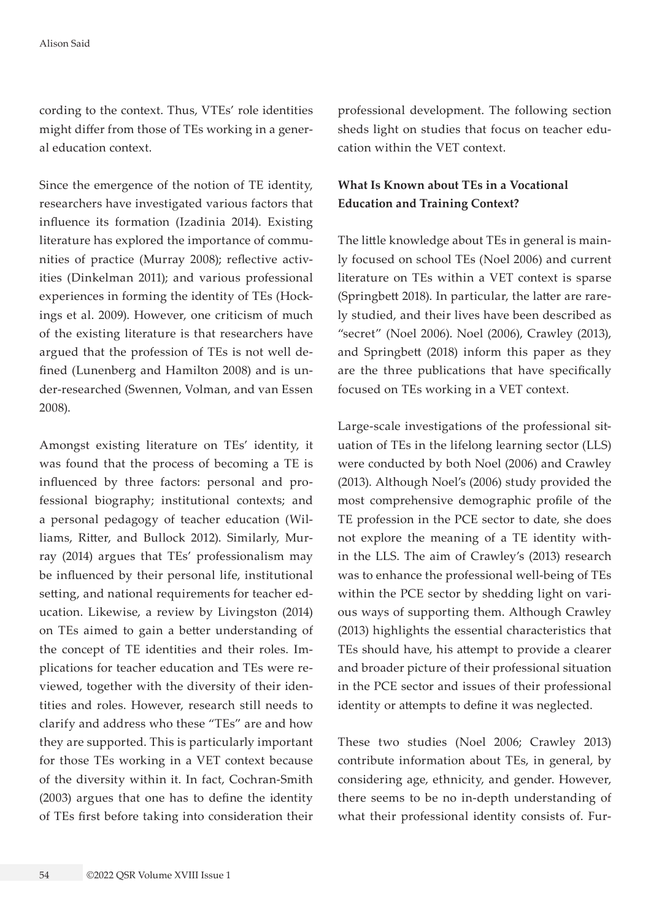cording to the context. Thus, VTEs' role identities might differ from those of TEs working in a general education context.

Since the emergence of the notion of TE identity, researchers have investigated various factors that influence its formation (Izadinia 2014). Existing literature has explored the importance of communities of practice (Murray 2008); reflective activities (Dinkelman 2011); and various professional experiences in forming the identity of TEs (Hockings et al. 2009). However, one criticism of much of the existing literature is that researchers have argued that the profession of TEs is not well defined (Lunenberg and Hamilton 2008) and is under-researched (Swennen, Volman, and van Essen 2008).

Amongst existing literature on TEs' identity, it was found that the process of becoming a TE is influenced by three factors: personal and professional biography; institutional contexts; and a personal pedagogy of teacher education (Williams, Ritter, and Bullock 2012). Similarly, Murray (2014) argues that TEs' professionalism may be influenced by their personal life, institutional setting, and national requirements for teacher education. Likewise, a review by Livingston (2014) on TEs aimed to gain a better understanding of the concept of TE identities and their roles. Implications for teacher education and TEs were reviewed, together with the diversity of their identities and roles. However, research still needs to clarify and address who these "TEs" are and how they are supported. This is particularly important for those TEs working in a VET context because of the diversity within it. In fact, Cochran-Smith (2003) argues that one has to define the identity of TEs first before taking into consideration their professional development. The following section sheds light on studies that focus on teacher education within the VET context.

**What Is Known about TEs in a Vocational Education and Training Context?**

The little knowledge about TEs in general is mainly focused on school TEs (Noel 2006) and current literature on TEs within a VET context is sparse (Springbett 2018). In particular, the latter are rarely studied, and their lives have been described as "secret" (Noel 2006). Noel (2006), Crawley (2013), and Springbett (2018) inform this paper as they are the three publications that have specifically focused on TEs working in a VET context.

Large-scale investigations of the professional situation of TEs in the lifelong learning sector (LLS) were conducted by both Noel (2006) and Crawley (2013). Although Noel's (2006) study provided the most comprehensive demographic profile of the TE profession in the PCE sector to date, she does not explore the meaning of a TE identity within the LLS. The aim of Crawley's (2013) research was to enhance the professional well-being of TEs within the PCE sector by shedding light on various ways of supporting them. Although Crawley (2013) highlights the essential characteristics that TEs should have, his attempt to provide a clearer and broader picture of their professional situation in the PCE sector and issues of their professional identity or attempts to define it was neglected.

These two studies (Noel 2006; Crawley 2013) contribute information about TEs, in general, by considering age, ethnicity, and gender. However, there seems to be no in-depth understanding of what their professional identity consists of. Fur-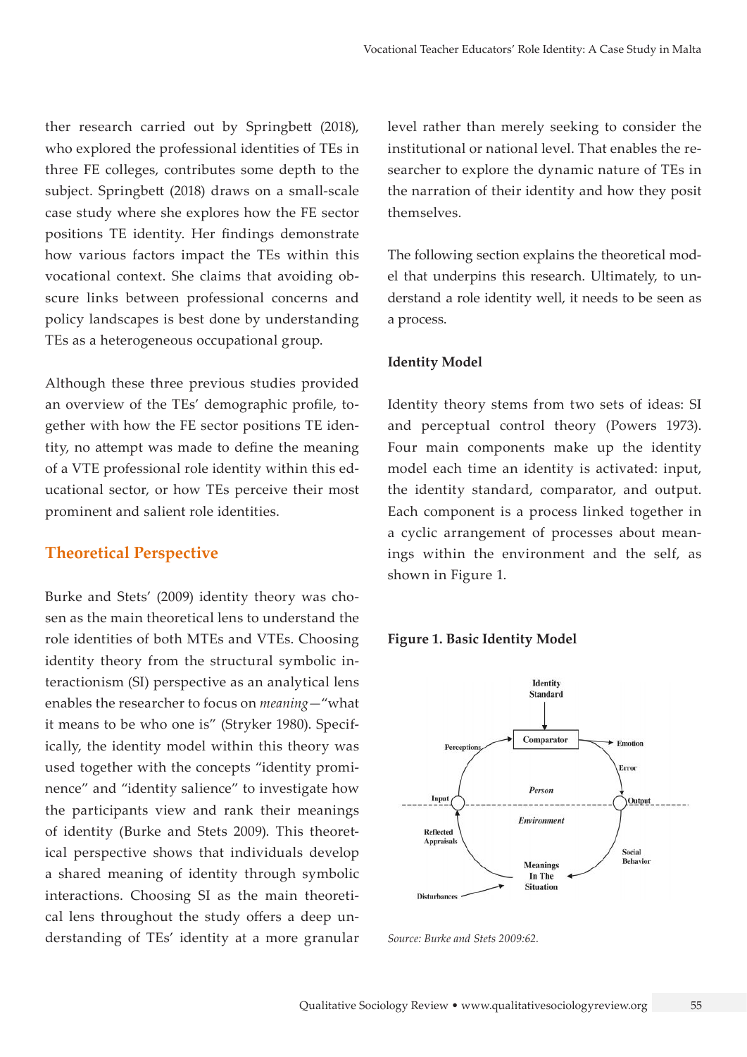ther research carried out by Springbett (2018), who explored the professional identities of TEs in three FE colleges, contributes some depth to the subject. Springbett (2018) draws on a small-scale case study where she explores how the FE sector positions TE identity. Her findings demonstrate how various factors impact the TEs within this vocational context. She claims that avoiding obscure links between professional concerns and policy landscapes is best done by understanding TEs as a heterogeneous occupational group.

Although these three previous studies provided an overview of the TEs' demographic profile, together with how the FE sector positions TE identity, no attempt was made to define the meaning of a VTE professional role identity within this educational sector, or how TEs perceive their most prominent and salient role identities.

## Theoretical Perspective

Burke and Stets' (2009) identity theory was chosen as the main theoretical lens to understand the role identities of both MTEs and VTEs. Choosing identity theory from the structural symbolic interactionism (SI) perspective as an analytical lens enables the researcher to focus on *meaning*—"what it means to be who one is" (Stryker 1980). Specifically, the identity model within this theory was used together with the concepts "identity prominence" and "identity salience" to investigate how the participants view and rank their meanings of identity (Burke and Stets 2009). This theoretical perspective shows that individuals develop a shared meaning of identity through symbolic interactions. Choosing SI as the main theoretical lens throughout the study offers a deep understanding of TEs' identity at a more granular level rather than merely seeking to consider the institutional or national level. That enables the researcher to explore the dynamic nature of TEs in the narration of their identity and how they posit themselves.

The following section explains the theoretical model that underpins this research. Ultimately, to understand a role identity well, it needs to be seen as a process.

### Identity Model

Identity theory stems from two sets of ideas: SI and perceptual control theory (Powers 1973). Four main components make up the identity model each time an identity is activated: input, the identity standard, comparator, and output. Each component is a process linked together in a cyclic arrangement of processes about meanings within the environment and the self, as shown in Figure 1.

**Figure 1. Basic Identity Model**

*Source: Burke and Stets 2009:62.*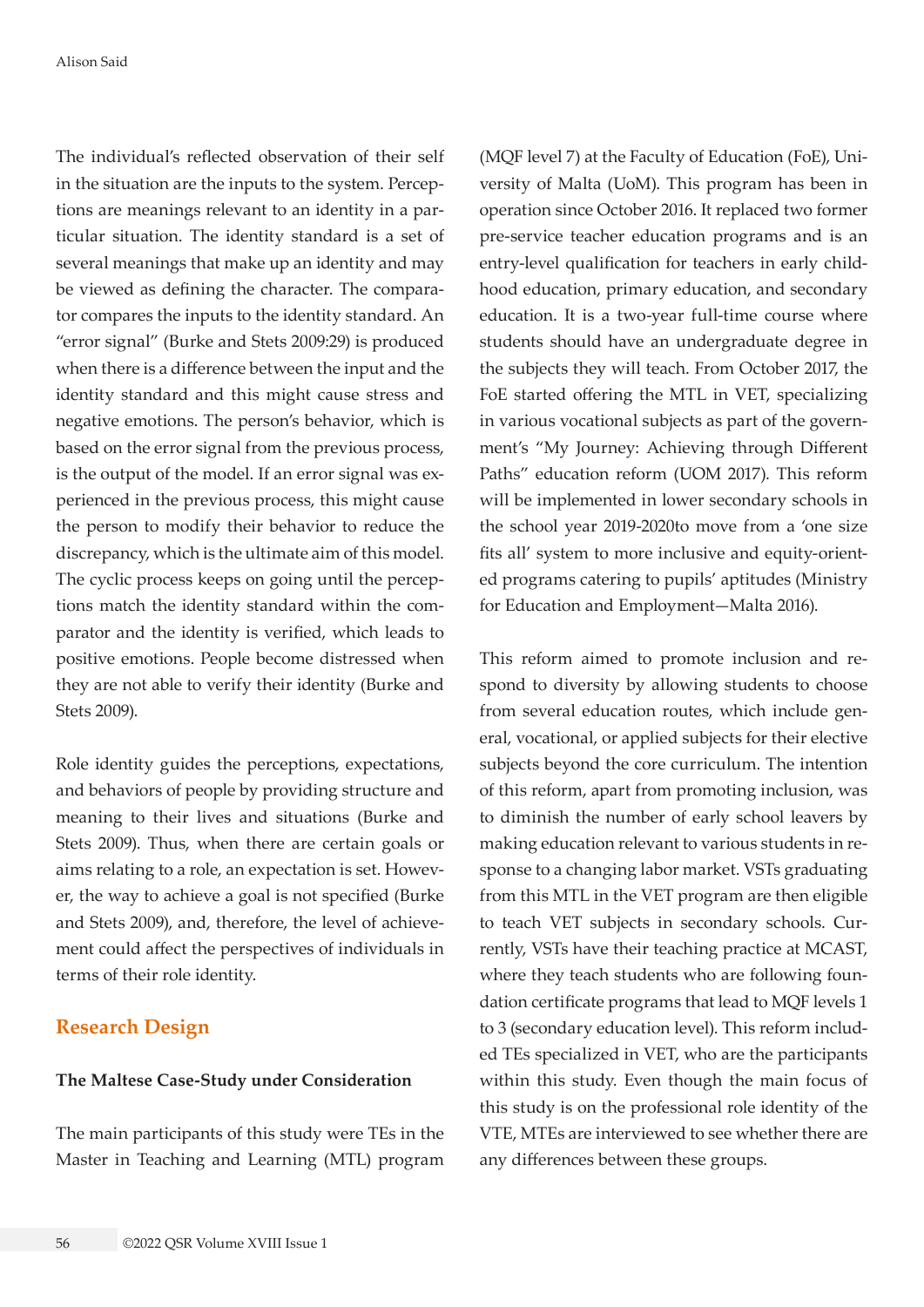The individual's reflected observation of their self in the situation are the inputs to the system. Perceptions are meanings relevant to an identity in a particular situation. The identity standard is a set of several meanings that make up an identity and may be viewed as defining the character. The comparator compares the inputs to the identity standard. An "error signal" (Burke and Stets 2009:29) is produced when there is a difference between the input and the identity standard and this might cause stress and negative emotions. The person's behavior, which is based on the error signal from the previous process, is the output of the model. If an error signal was experienced in the previous process, this might cause the person to modify their behavior to reduce the discrepancy, which is the ultimate aim of this model. The cyclic process keeps on going until the perceptions match the identity standard within the comparator and the identity is verified, which leads to positive emotions. People become distressed when they are not able to verify their identity (Burke and Stets 2009).

Role identity guides the perceptions, expectations, and behaviors of people by providing structure and meaning to their lives and situations (Burke and Stets 2009). Thus, when there are certain goals or aims relating to a role, an expectation is set. However, the way to achieve a goal is not specified (Burke and Stets 2009), and, therefore, the level of achievement could affect the perspectives of individuals in terms of their role identity.

## Research Design

### The Maltese Case-Study under Consideration

The main participants of this study were TEs in the Master in Teaching and Learning (MTL) program (MQF level 7) at the Faculty of Education (FoE), University of Malta (UoM). This program has been in operation since October 2016. It replaced two former pre-service teacher education programs and is an entry-level qualification for teachers in early childhood education, primary education, and secondary education. It is a two-year full-time course where students should have an undergraduate degree in the subjects they will teach. From October 2017, the FoE started offering the MTL in VET, specializing in various vocational subjects as part of the government's "My Journey: Achieving through Different Paths" education reform (UOM 2017). This reform will be implemented in lower secondary schools in the school year 2019-2020to move from a 'one size fits all' system to more inclusive and equity-oriented programs catering to pupils' aptitudes (Ministry for Education and Employment—Malta 2016).

This reform aimed to promote inclusion and respond to diversity by allowing students to choose from several education routes, which include general, vocational, or applied subjects for their elective subjects beyond the core curriculum. The intention of this reform, apart from promoting inclusion, was to diminish the number of early school leavers by making education relevant to various students in response to a changing labor market. VSTs graduating from this MTL in the VET program are then eligible to teach VET subjects in secondary schools. Currently, VSTs have their teaching practice at MCAST, where they teach students who are following foundation certificate programs that lead to MQF levels 1 to 3 (secondary education level). This reform included TEs specialized in VET, who are the participants within this study. Even though the main focus of this study is on the professional role identity of the VTE, MTEs are interviewed to see whether there are any differences between these groups.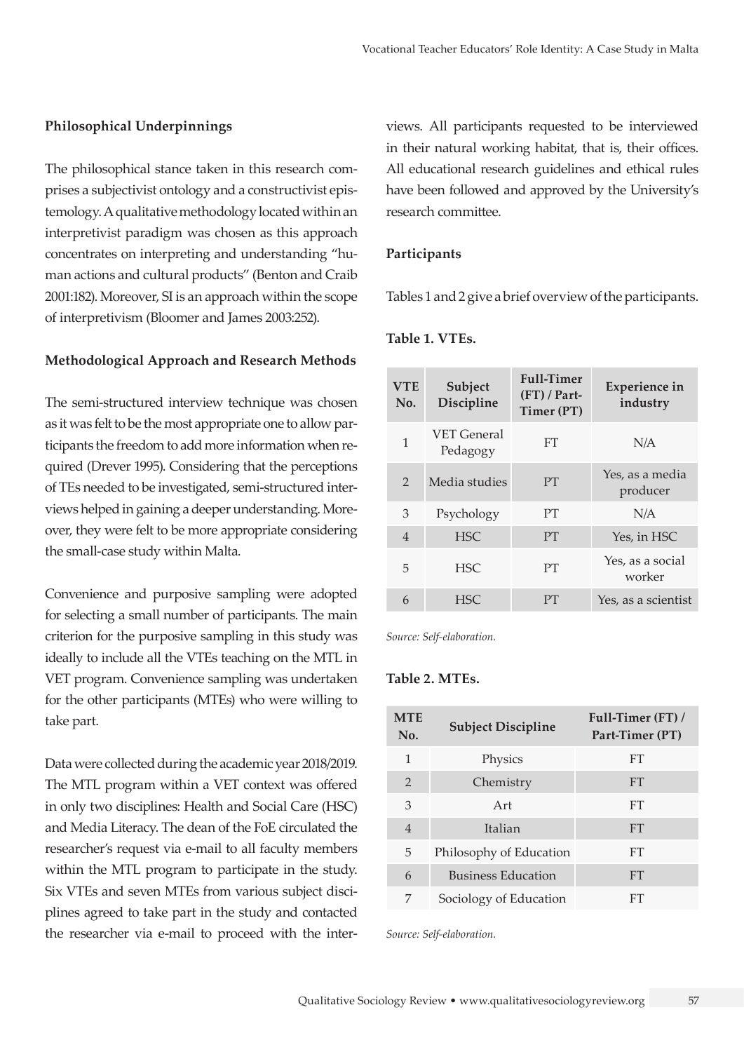**Philosophical Underpinnings**

The philosophical stance taken in this research comprises a subjectivist ontology and a constructivist epistemology. A qualitative methodology located within an interpretivist paradigm was chosen as this approach concentrates on interpreting and understanding "human actions and cultural products" (Benton and Craib 2001:182). Moreover, SI is an approach within the scope of interpretivism (Bloomer and James 2003:252).

**Methodological Approach and Research Methods**

The semi-structured interview technique was chosen as it was felt to be the most appropriate one to allow participants the freedom to add more information when required (Drever 1995). Considering that the perceptions of TEs needed to be investigated, semi-structured interviews helped in gaining a deeper understanding. Moreover, they were felt to be more appropriate considering the small-case study within Malta.

Convenience and purposive sampling were adopted for selecting a small number of participants. The main criterion for the purposive sampling in this study was ideally to include all the VTEs teaching on the MTL in VET program. Convenience sampling was undertaken for the other participants (MTEs) who were willing to take part.

Data were collected during the academic year 2018/2019. The MTL program within a VET context was offered in only two disciplines: Health and Social Care (HSC) and Media Literacy. The dean of the FoE circulated the researcher's request via e-mail to all faculty members within the MTL program to participate in the study. Six VTEs and seven MTEs from various subject disciplines agreed to take part in the study and contacted the researcher via e-mail to proceed with the interviews. All participants requested to be interviewed in their natural working habitat, that is, their offices. All educational research guidelines and ethical rules have been followed and approved by the University's research committee.

**Participants**

Tables 1 and 2 give a brief overview of the participants.

**Table 1. VTEs.**

| VTE No. | Subject Discipline | Full-Timer (FT) / Part-Timer (PT) | Experience in industry |
|---|---|---|---|
| 1 | VET General Pedagogy | FT | N/A |
| 2 | Media studies | PT | Yes, as a media producer |
| 3 | Psychology | PT | N/A |
| 4 | HSC | PT | Yes, in HSC |
| 5 | HSC | PT | Yes, as a social worker |
| 6 | HSC | PT | Yes, as a scientist |

*Source: Self-elaboration.*

**Table 2. MTEs.**

| MTE No. | Subject Discipline | Full-Timer (FT) / Part-Timer (PT) |
|---|---|---|
| 1 | Physics | FT |
| 2 | Chemistry | FT |
| 3 | Art | FT |
| 4 | Italian | FT |
| 5 | Philosophy of Education | FT |
| 6 | Business Education | FT |
| 7 | Sociology of Education | FT |

*Source: Self-elaboration.*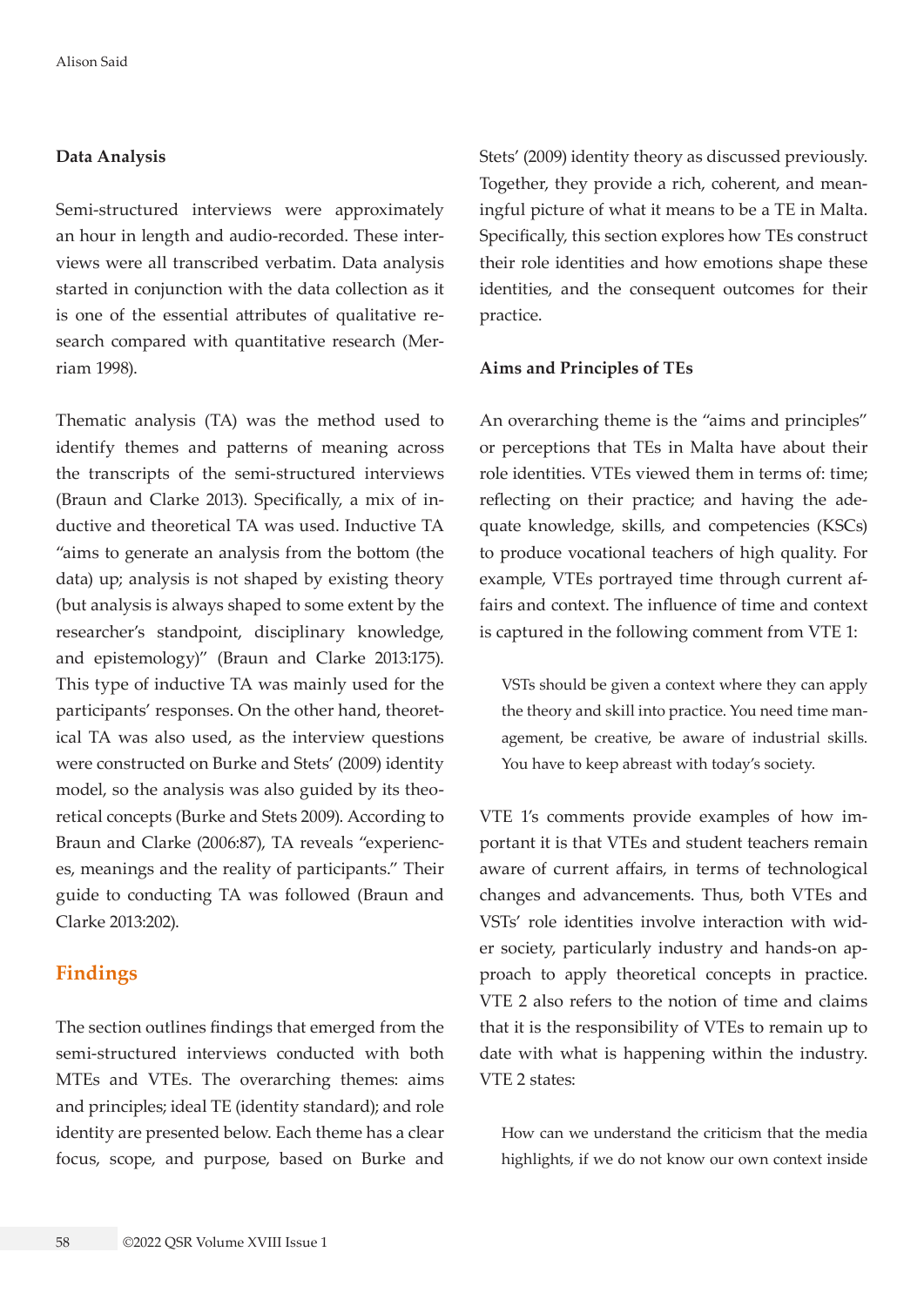### Data Analysis

Semi-structured interviews were approximately an hour in length and audio-recorded. These interviews were all transcribed verbatim. Data analysis started in conjunction with the data collection as it is one of the essential attributes of qualitative research compared with quantitative research (Merriam 1998).

Thematic analysis (TA) was the method used to identify themes and patterns of meaning across the transcripts of the semi-structured interviews (Braun and Clarke 2013). Specifically, a mix of inductive and theoretical TA was used. Inductive TA "aims to generate an analysis from the bottom (the data) up; analysis is not shaped by existing theory (but analysis is always shaped to some extent by the researcher's standpoint, disciplinary knowledge, and epistemology)" (Braun and Clarke 2013:175). This type of inductive TA was mainly used for the participants' responses. On the other hand, theoretical TA was also used, as the interview questions were constructed on Burke and Stets' (2009) identity model, so the analysis was also guided by its theoretical concepts (Burke and Stets 2009). According to Braun and Clarke (2006:87), TA reveals "experiences, meanings and the reality of participants." Their guide to conducting TA was followed (Braun and Clarke 2013:202).

## Findings

The section outlines findings that emerged from the semi-structured interviews conducted with both MTEs and VTEs. The overarching themes: aims and principles; ideal TE (identity standard); and role identity are presented below. Each theme has a clear focus, scope, and purpose, based on Burke and Stets' (2009) identity theory as discussed previously. Together, they provide a rich, coherent, and meaningful picture of what it means to be a TE in Malta. Specifically, this section explores how TEs construct their role identities and how emotions shape these identities, and the consequent outcomes for their practice.

### Aims and Principles of TEs

An overarching theme is the "aims and principles" or perceptions that TEs in Malta have about their role identities. VTEs viewed them in terms of: time; reflecting on their practice; and having the adequate knowledge, skills, and competencies (KSCs) to produce vocational teachers of high quality. For example, VTEs portrayed time through current affairs and context. The influence of time and context is captured in the following comment from VTE 1:

> VSTs should be given a context where they can apply the theory and skill into practice. You need time management, be creative, be aware of industrial skills. You have to keep abreast with today's society.

VTE 1's comments provide examples of how important it is that VTEs and student teachers remain aware of current affairs, in terms of technological changes and advancements. Thus, both VTEs and VSTs' role identities involve interaction with wider society, particularly industry and hands-on approach to apply theoretical concepts in practice. VTE 2 also refers to the notion of time and claims that it is the responsibility of VTEs to remain up to date with what is happening within the industry. VTE 2 states:

> How can we understand the criticism that the media highlights, if we do not know our own context inside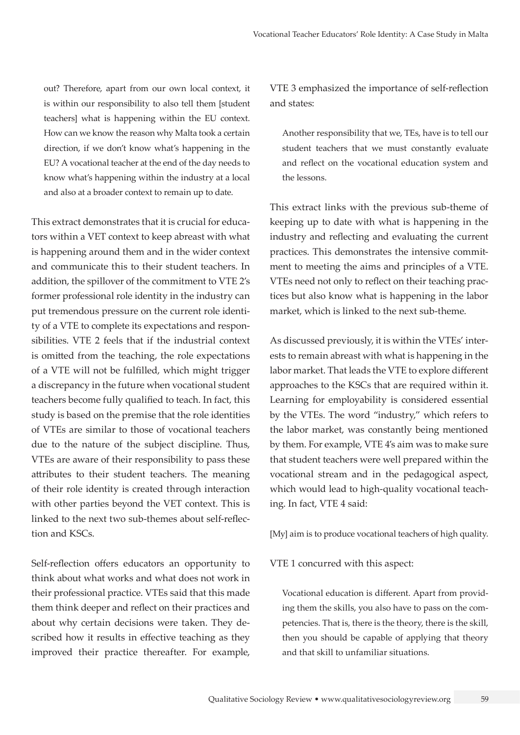> out? Therefore, apart from our own local context, it is within our responsibility to also tell them [student teachers] what is happening within the EU context. How can we know the reason why Malta took a certain direction, if we don't know what's happening in the EU? A vocational teacher at the end of the day needs to know what's happening within the industry at a local and also at a broader context to remain up to date.

This extract demonstrates that it is crucial for educators within a VET context to keep abreast with what is happening around them and in the wider context and communicate this to their student teachers. In addition, the spillover of the commitment to VTE 2's former professional role identity in the industry can put tremendous pressure on the current role identity of a VTE to complete its expectations and responsibilities. VTE 2 feels that if the industrial context is omitted from the teaching, the role expectations of a VTE will not be fulfilled, which might trigger a discrepancy in the future when vocational student teachers become fully qualified to teach. In fact, this study is based on the premise that the role identities of VTEs are similar to those of vocational teachers due to the nature of the subject discipline. Thus, VTEs are aware of their responsibility to pass these attributes to their student teachers. The meaning of their role identity is created through interaction with other parties beyond the VET context. This is linked to the next two sub-themes about self-reflection and KSCs.

Self-reflection offers educators an opportunity to think about what works and what does not work in their professional practice. VTEs said that this made them think deeper and reflect on their practices and about why certain decisions were taken. They described how it results in effective teaching as they improved their practice thereafter. For example, VTE 3 emphasized the importance of self-reflection and states:

> Another responsibility that we, TEs, have is to tell our student teachers that we must constantly evaluate and reflect on the vocational education system and the lessons.

This extract links with the previous sub-theme of keeping up to date with what is happening in the industry and reflecting and evaluating the current practices. This demonstrates the intensive commitment to meeting the aims and principles of a VTE. VTEs need not only to reflect on their teaching practices but also know what is happening in the labor market, which is linked to the next sub-theme.

As discussed previously, it is within the VTEs' interests to remain abreast with what is happening in the labor market. That leads the VTE to explore different approaches to the KSCs that are required within it. Learning for employability is considered essential by the VTEs. The word "industry," which refers to the labor market, was constantly being mentioned by them. For example, VTE 4's aim was to make sure that student teachers were well prepared within the vocational stream and in the pedagogical aspect, which would lead to high-quality vocational teaching. In fact, VTE 4 said:

[My] aim is to produce vocational teachers of high quality.

VTE 1 concurred with this aspect:

> Vocational education is different. Apart from providing them the skills, you also have to pass on the competencies. That is, there is the theory, there is the skill, then you should be capable of applying that theory and that skill to unfamiliar situations.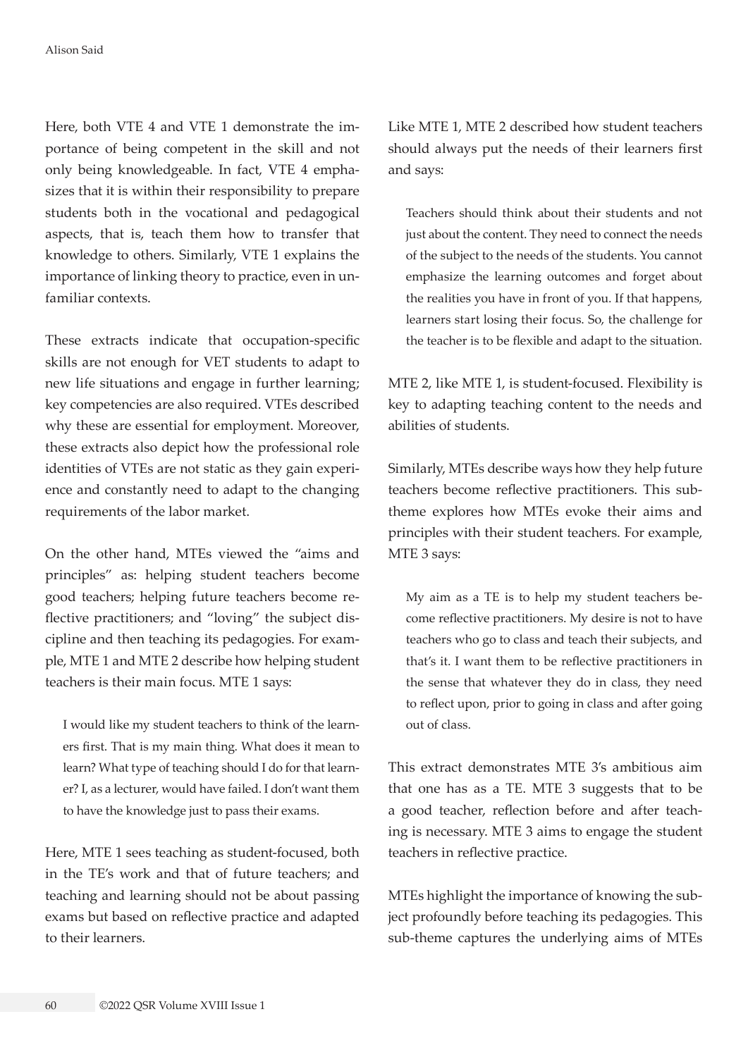Here, both VTE 4 and VTE 1 demonstrate the importance of being competent in the skill and not only being knowledgeable. In fact, VTE 4 emphasizes that it is within their responsibility to prepare students both in the vocational and pedagogical aspects, that is, teach them how to transfer that knowledge to others. Similarly, VTE 1 explains the importance of linking theory to practice, even in unfamiliar contexts.

These extracts indicate that occupation-specific skills are not enough for VET students to adapt to new life situations and engage in further learning; key competencies are also required. VTEs described why these are essential for employment. Moreover, these extracts also depict how the professional role identities of VTEs are not static as they gain experience and constantly need to adapt to the changing requirements of the labor market.

On the other hand, MTEs viewed the "aims and principles" as: helping student teachers become good teachers; helping future teachers become reflective practitioners; and "loving" the subject discipline and then teaching its pedagogies. For example, MTE 1 and MTE 2 describe how helping student teachers is their main focus. MTE 1 says:

> I would like my student teachers to think of the learners first. That is my main thing. What does it mean to learn? What type of teaching should I do for that learner? I, as a lecturer, would have failed. I don't want them to have the knowledge just to pass their exams.

Here, MTE 1 sees teaching as student-focused, both in the TE's work and that of future teachers; and teaching and learning should not be about passing exams but based on reflective practice and adapted to their learners.

Like MTE 1, MTE 2 described how student teachers should always put the needs of their learners first and says:

> Teachers should think about their students and not just about the content. They need to connect the needs of the subject to the needs of the students. You cannot emphasize the learning outcomes and forget about the realities you have in front of you. If that happens, learners start losing their focus. So, the challenge for the teacher is to be flexible and adapt to the situation.

MTE 2, like MTE 1, is student-focused. Flexibility is key to adapting teaching content to the needs and abilities of students.

Similarly, MTEs describe ways how they help future teachers become reflective practitioners. This sub-theme explores how MTEs evoke their aims and principles with their student teachers. For example, MTE 3 says:

> My aim as a TE is to help my student teachers become reflective practitioners. My desire is not to have teachers who go to class and teach their subjects, and that's it. I want them to be reflective practitioners in the sense that whatever they do in class, they need to reflect upon, prior to going in class and after going out of class.

This extract demonstrates MTE 3's ambitious aim that one has as a TE. MTE 3 suggests that to be a good teacher, reflection before and after teaching is necessary. MTE 3 aims to engage the student teachers in reflective practice.

MTEs highlight the importance of knowing the subject profoundly before teaching its pedagogies. This sub-theme captures the underlying aims of MTEs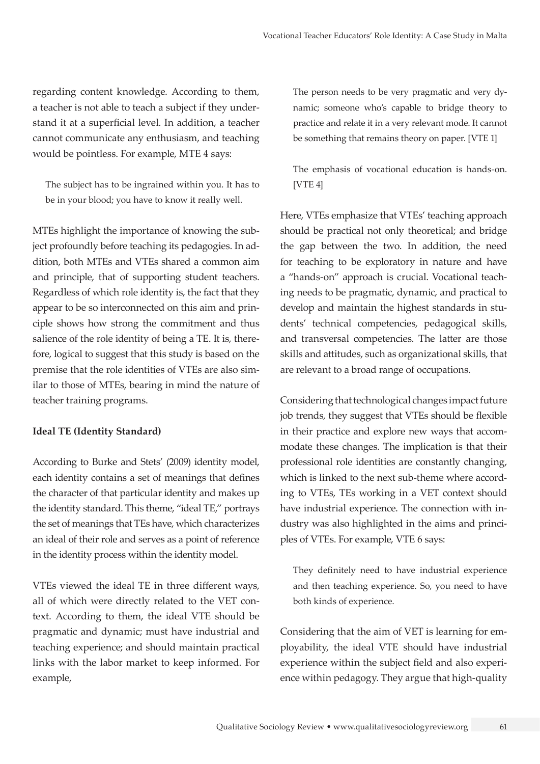regarding content knowledge. According to them, a teacher is not able to teach a subject if they understand it at a superficial level. In addition, a teacher cannot communicate any enthusiasm, and teaching would be pointless. For example, MTE 4 says:

> The subject has to be ingrained within you. It has to be in your blood; you have to know it really well.

MTEs highlight the importance of knowing the subject profoundly before teaching its pedagogies. In addition, both MTEs and VTEs shared a common aim and principle, that of supporting student teachers. Regardless of which role identity is, the fact that they appear to be so interconnected on this aim and principle shows how strong the commitment and thus salience of the role identity of being a TE. It is, therefore, logical to suggest that this study is based on the premise that the role identities of VTEs are also similar to those of MTEs, bearing in mind the nature of teacher training programs.

**Ideal TE (Identity Standard)**

According to Burke and Stets' (2009) identity model, each identity contains a set of meanings that defines the character of that particular identity and makes up the identity standard. This theme, "ideal TE," portrays the set of meanings that TEs have, which characterizes an ideal of their role and serves as a point of reference in the identity process within the identity model.

VTEs viewed the ideal TE in three different ways, all of which were directly related to the VET context. According to them, the ideal VTE should be pragmatic and dynamic; must have industrial and teaching experience; and should maintain practical links with the labor market to keep informed. For example,

> The person needs to be very pragmatic and very dynamic; someone who's capable to bridge theory to practice and relate it in a very relevant mode. It cannot be something that remains theory on paper. [VTE 1]

> The emphasis of vocational education is hands-on. [VTE 4]

Here, VTEs emphasize that VTEs' teaching approach should be practical not only theoretical; and bridge the gap between the two. In addition, the need for teaching to be exploratory in nature and have a "hands-on" approach is crucial. Vocational teaching needs to be pragmatic, dynamic, and practical to develop and maintain the highest standards in students' technical competencies, pedagogical skills, and transversal competencies. The latter are those skills and attitudes, such as organizational skills, that are relevant to a broad range of occupations.

Considering that technological changes impact future job trends, they suggest that VTEs should be flexible in their practice and explore new ways that accommodate these changes. The implication is that their professional role identities are constantly changing, which is linked to the next sub-theme where according to VTEs, TEs working in a VET context should have industrial experience. The connection with industry was also highlighted in the aims and principles of VTEs. For example, VTE 6 says:

> They definitely need to have industrial experience and then teaching experience. So, you need to have both kinds of experience.

Considering that the aim of VET is learning for employability, the ideal VTE should have industrial experience within the subject field and also experience within pedagogy. They argue that high-quality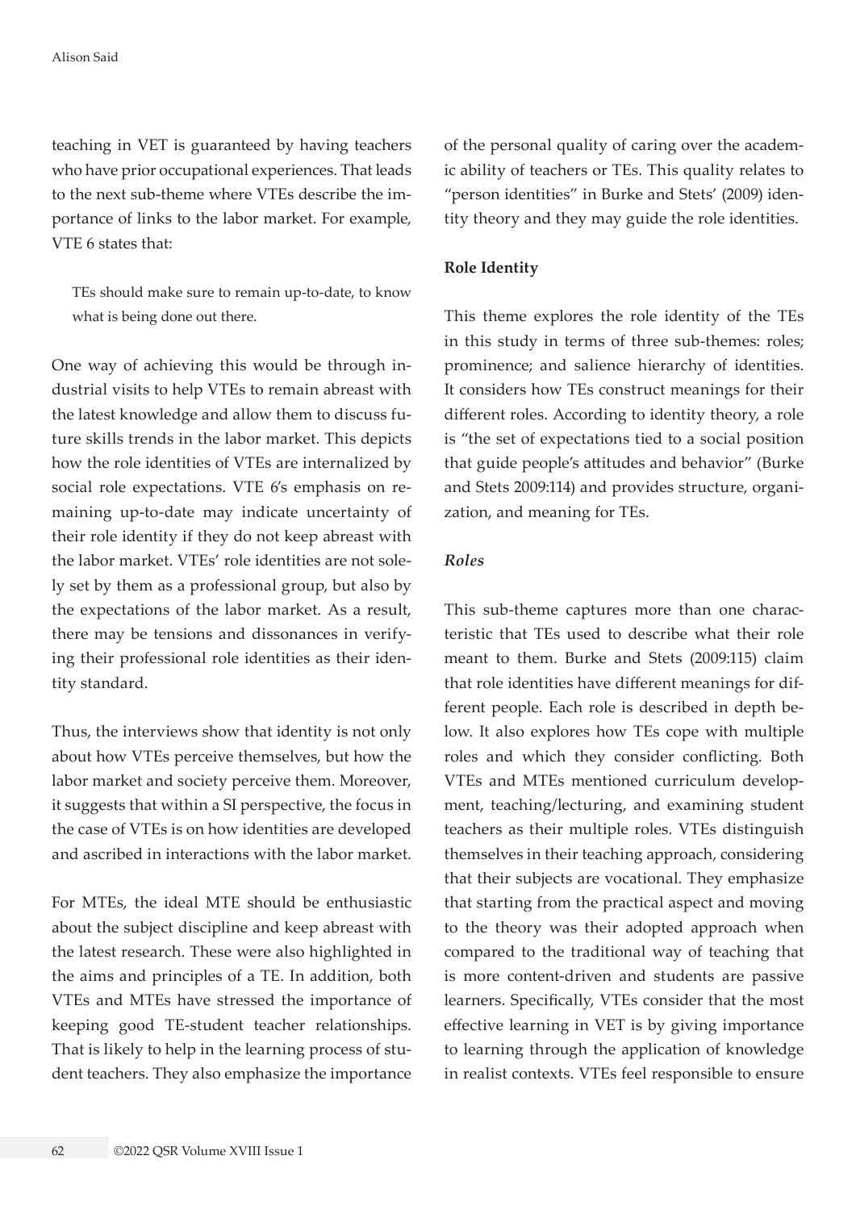teaching in VET is guaranteed by having teachers who have prior occupational experiences. That leads to the next sub-theme where VTEs describe the importance of links to the labor market. For example, VTE 6 states that:

> TEs should make sure to remain up-to-date, to know what is being done out there.

One way of achieving this would be through industrial visits to help VTEs to remain abreast with the latest knowledge and allow them to discuss future skills trends in the labor market. This depicts how the role identities of VTEs are internalized by social role expectations. VTE 6's emphasis on remaining up-to-date may indicate uncertainty of their role identity if they do not keep abreast with the labor market. VTEs' role identities are not solely set by them as a professional group, but also by the expectations of the labor market. As a result, there may be tensions and dissonances in verifying their professional role identities as their identity standard.

Thus, the interviews show that identity is not only about how VTEs perceive themselves, but how the labor market and society perceive them. Moreover, it suggests that within a SI perspective, the focus in the case of VTEs is on how identities are developed and ascribed in interactions with the labor market.

For MTEs, the ideal MTE should be enthusiastic about the subject discipline and keep abreast with the latest research. These were also highlighted in the aims and principles of a TE. In addition, both VTEs and MTEs have stressed the importance of keeping good TE-student teacher relationships. That is likely to help in the learning process of student teachers. They also emphasize the importance of the personal quality of caring over the academic ability of teachers or TEs. This quality relates to "person identities" in Burke and Stets' (2009) identity theory and they may guide the role identities.

**Role Identity**

This theme explores the role identity of the TEs in this study in terms of three sub-themes: roles; prominence; and salience hierarchy of identities. It considers how TEs construct meanings for their different roles. According to identity theory, a role is "the set of expectations tied to a social position that guide people's attitudes and behavior" (Burke and Stets 2009:114) and provides structure, organization, and meaning for TEs.

***Roles***

This sub-theme captures more than one characteristic that TEs used to describe what their role meant to them. Burke and Stets (2009:115) claim that role identities have different meanings for different people. Each role is described in depth below. It also explores how TEs cope with multiple roles and which they consider conflicting. Both VTEs and MTEs mentioned curriculum development, teaching/lecturing, and examining student teachers as their multiple roles. VTEs distinguish themselves in their teaching approach, considering that their subjects are vocational. They emphasize that starting from the practical aspect and moving to the theory was their adopted approach when compared to the traditional way of teaching that is more content-driven and students are passive learners. Specifically, VTEs consider that the most effective learning in VET is by giving importance to learning through the application of knowledge in realist contexts. VTEs feel responsible to ensure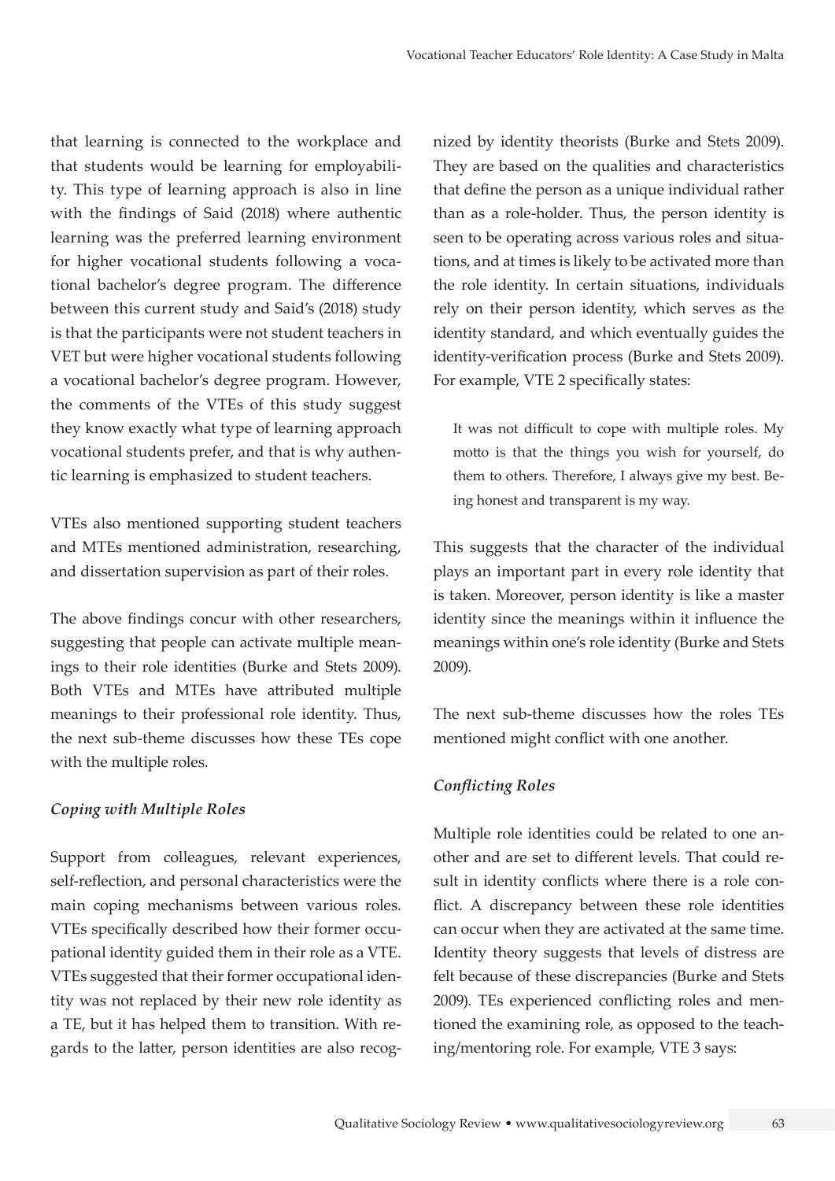that learning is connected to the workplace and that students would be learning for employability. This type of learning approach is also in line with the findings of Said (2018) where authentic learning was the preferred learning environment for higher vocational students following a vocational bachelor's degree program. The difference between this current study and Said's (2018) study is that the participants were not student teachers in VET but were higher vocational students following a vocational bachelor's degree program. However, the comments of the VTEs of this study suggest they know exactly what type of learning approach vocational students prefer, and that is why authentic learning is emphasized to student teachers.

VTEs also mentioned supporting student teachers and MTEs mentioned administration, researching, and dissertation supervision as part of their roles.

The above findings concur with other researchers, suggesting that people can activate multiple meanings to their role identities (Burke and Stets 2009). Both VTEs and MTEs have attributed multiple meanings to their professional role identity. Thus, the next sub-theme discusses how these TEs cope with the multiple roles.

### *Coping with Multiple Roles*

Support from colleagues, relevant experiences, self-reflection, and personal characteristics were the main coping mechanisms between various roles. VTEs specifically described how their former occupational identity guided them in their role as a VTE. VTEs suggested that their former occupational identity was not replaced by their new role identity as a TE, but it has helped them to transition. With regards to the latter, person identities are also recognized by identity theorists (Burke and Stets 2009). They are based on the qualities and characteristics that define the person as a unique individual rather than as a role-holder. Thus, the person identity is seen to be operating across various roles and situations, and at times is likely to be activated more than the role identity. In certain situations, individuals rely on their person identity, which serves as the identity standard, and which eventually guides the identity-verification process (Burke and Stets 2009). For example, VTE 2 specifically states:

> It was not difficult to cope with multiple roles. My motto is that the things you wish for yourself, do them to others. Therefore, I always give my best. Being honest and transparent is my way.

This suggests that the character of the individual plays an important part in every role identity that is taken. Moreover, person identity is like a master identity since the meanings within it influence the meanings within one's role identity (Burke and Stets 2009).

The next sub-theme discusses how the roles TEs mentioned might conflict with one another.

### *Conflicting Roles*

Multiple role identities could be related to one another and are set to different levels. That could result in identity conflicts where there is a role conflict. A discrepancy between these role identities can occur when they are activated at the same time. Identity theory suggests that levels of distress are felt because of these discrepancies (Burke and Stets 2009). TEs experienced conflicting roles and mentioned the examining role, as opposed to the teaching/mentoring role. For example, VTE 3 says: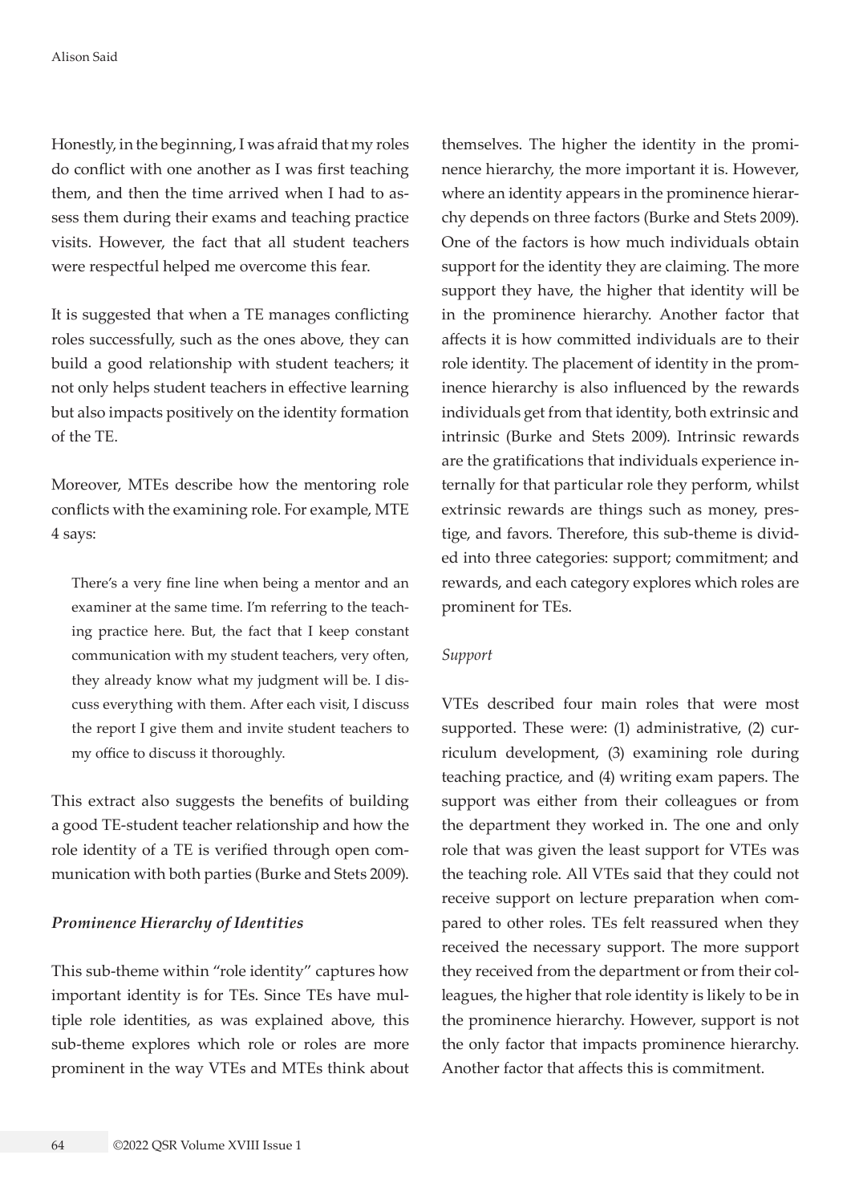Honestly, in the beginning, I was afraid that my roles do conflict with one another as I was first teaching them, and then the time arrived when I had to assess them during their exams and teaching practice visits. However, the fact that all student teachers were respectful helped me overcome this fear.

It is suggested that when a TE manages conflicting roles successfully, such as the ones above, they can build a good relationship with student teachers; it not only helps student teachers in effective learning but also impacts positively on the identity formation of the TE.

Moreover, MTEs describe how the mentoring role conflicts with the examining role. For example, MTE 4 says:

> There's a very fine line when being a mentor and an examiner at the same time. I'm referring to the teaching practice here. But, the fact that I keep constant communication with my student teachers, very often, they already know what my judgment will be. I discuss everything with them. After each visit, I discuss the report I give them and invite student teachers to my office to discuss it thoroughly.

This extract also suggests the benefits of building a good TE-student teacher relationship and how the role identity of a TE is verified through open communication with both parties (Burke and Stets 2009).

### *Prominence Hierarchy of Identities*

This sub-theme within "role identity" captures how important identity is for TEs. Since TEs have multiple role identities, as was explained above, this sub-theme explores which role or roles are more prominent in the way VTEs and MTEs think about themselves. The higher the identity in the prominence hierarchy, the more important it is. However, where an identity appears in the prominence hierarchy depends on three factors (Burke and Stets 2009). One of the factors is how much individuals obtain support for the identity they are claiming. The more support they have, the higher that identity will be in the prominence hierarchy. Another factor that affects it is how committed individuals are to their role identity. The placement of identity in the prominence hierarchy is also influenced by the rewards individuals get from that identity, both extrinsic and intrinsic (Burke and Stets 2009). Intrinsic rewards are the gratifications that individuals experience internally for that particular role they perform, whilst extrinsic rewards are things such as money, prestige, and favors. Therefore, this sub-theme is divided into three categories: support; commitment; and rewards, and each category explores which roles are prominent for TEs.

*Support*

VTEs described four main roles that were most supported. These were: (1) administrative, (2) curriculum development, (3) examining role during teaching practice, and (4) writing exam papers. The support was either from their colleagues or from the department they worked in. The one and only role that was given the least support for VTEs was the teaching role. All VTEs said that they could not receive support on lecture preparation when compared to other roles. TEs felt reassured when they received the necessary support. The more support they received from the department or from their colleagues, the higher that role identity is likely to be in the prominence hierarchy. However, support is not the only factor that impacts prominence hierarchy. Another factor that affects this is commitment.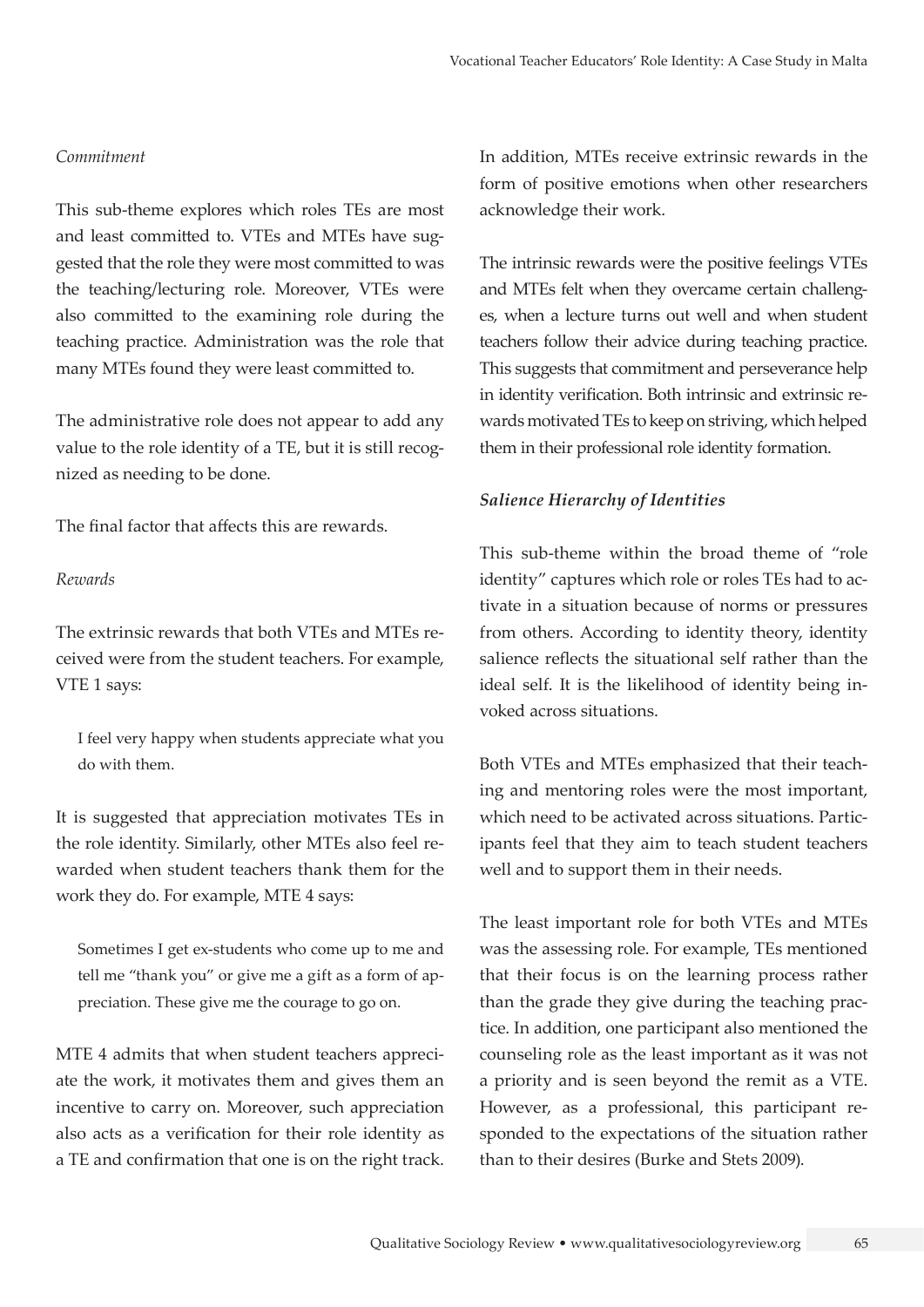*Commitment*

This sub-theme explores which roles TEs are most and least committed to. VTEs and MTEs have suggested that the role they were most committed to was the teaching/lecturing role. Moreover, VTEs were also committed to the examining role during the teaching practice. Administration was the role that many MTEs found they were least committed to.

The administrative role does not appear to add any value to the role identity of a TE, but it is still recognized as needing to be done.

The final factor that affects this are rewards.

*Rewards*

The extrinsic rewards that both VTEs and MTEs received were from the student teachers. For example, VTE 1 says:

> I feel very happy when students appreciate what you do with them.

It is suggested that appreciation motivates TEs in the role identity. Similarly, other MTEs also feel rewarded when student teachers thank them for the work they do. For example, MTE 4 says:

> Sometimes I get ex-students who come up to me and tell me "thank you" or give me a gift as a form of appreciation. These give me the courage to go on.

MTE 4 admits that when student teachers appreciate the work, it motivates them and gives them an incentive to carry on. Moreover, such appreciation also acts as a verification for their role identity as a TE and confirmation that one is on the right track. In addition, MTEs receive extrinsic rewards in the form of positive emotions when other researchers acknowledge their work.

The intrinsic rewards were the positive feelings VTEs and MTEs felt when they overcame certain challenges, when a lecture turns out well and when student teachers follow their advice during teaching practice. This suggests that commitment and perseverance help in identity verification. Both intrinsic and extrinsic rewards motivated TEs to keep on striving, which helped them in their professional role identity formation.

***Salience Hierarchy of Identities***

This sub-theme within the broad theme of "role identity" captures which role or roles TEs had to activate in a situation because of norms or pressures from others. According to identity theory, identity salience reflects the situational self rather than the ideal self. It is the likelihood of identity being invoked across situations.

Both VTEs and MTEs emphasized that their teaching and mentoring roles were the most important, which need to be activated across situations. Participants feel that they aim to teach student teachers well and to support them in their needs.

The least important role for both VTEs and MTEs was the assessing role. For example, TEs mentioned that their focus is on the learning process rather than the grade they give during the teaching practice. In addition, one participant also mentioned the counseling role as the least important as it was not a priority and is seen beyond the remit as a VTE. However, as a professional, this participant responded to the expectations of the situation rather than to their desires (Burke and Stets 2009).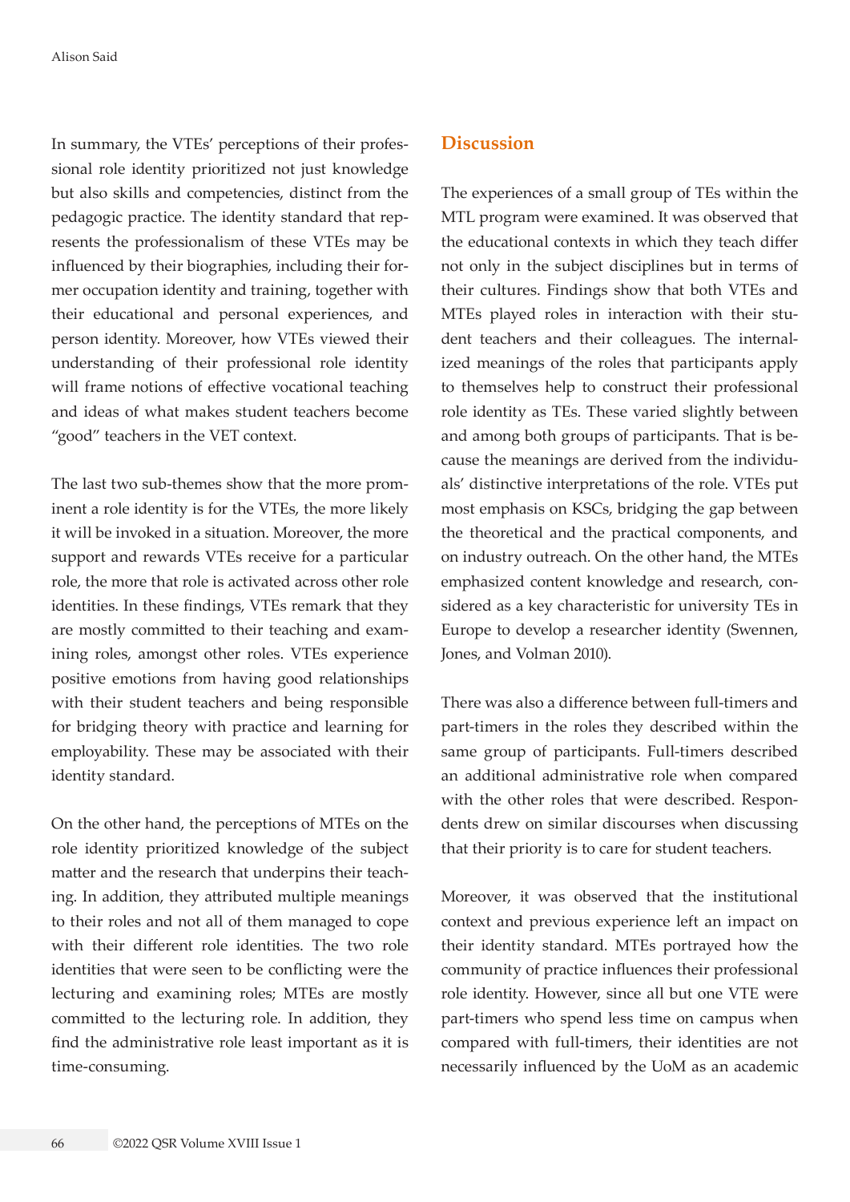In summary, the VTEs' perceptions of their professional role identity prioritized not just knowledge but also skills and competencies, distinct from the pedagogic practice. The identity standard that represents the professionalism of these VTEs may be influenced by their biographies, including their former occupation identity and training, together with their educational and personal experiences, and person identity. Moreover, how VTEs viewed their understanding of their professional role identity will frame notions of effective vocational teaching and ideas of what makes student teachers become "good" teachers in the VET context.

The last two sub-themes show that the more prominent a role identity is for the VTEs, the more likely it will be invoked in a situation. Moreover, the more support and rewards VTEs receive for a particular role, the more that role is activated across other role identities. In these findings, VTEs remark that they are mostly committed to their teaching and examining roles, amongst other roles. VTEs experience positive emotions from having good relationships with their student teachers and being responsible for bridging theory with practice and learning for employability. These may be associated with their identity standard.

On the other hand, the perceptions of MTEs on the role identity prioritized knowledge of the subject matter and the research that underpins their teaching. In addition, they attributed multiple meanings to their roles and not all of them managed to cope with their different role identities. The two role identities that were seen to be conflicting were the lecturing and examining roles; MTEs are mostly committed to the lecturing role. In addition, they find the administrative role least important as it is time-consuming.

## Discussion

The experiences of a small group of TEs within the MTL program were examined. It was observed that the educational contexts in which they teach differ not only in the subject disciplines but in terms of their cultures. Findings show that both VTEs and MTEs played roles in interaction with their student teachers and their colleagues. The internalized meanings of the roles that participants apply to themselves help to construct their professional role identity as TEs. These varied slightly between and among both groups of participants. That is because the meanings are derived from the individuals' distinctive interpretations of the role. VTEs put most emphasis on KSCs, bridging the gap between the theoretical and the practical components, and on industry outreach. On the other hand, the MTEs emphasized content knowledge and research, considered as a key characteristic for university TEs in Europe to develop a researcher identity (Swennen, Jones, and Volman 2010).

There was also a difference between full-timers and part-timers in the roles they described within the same group of participants. Full-timers described an additional administrative role when compared with the other roles that were described. Respondents drew on similar discourses when discussing that their priority is to care for student teachers.

Moreover, it was observed that the institutional context and previous experience left an impact on their identity standard. MTEs portrayed how the community of practice influences their professional role identity. However, since all but one VTE were part-timers who spend less time on campus when compared with full-timers, their identities are not necessarily influenced by the UoM as an academic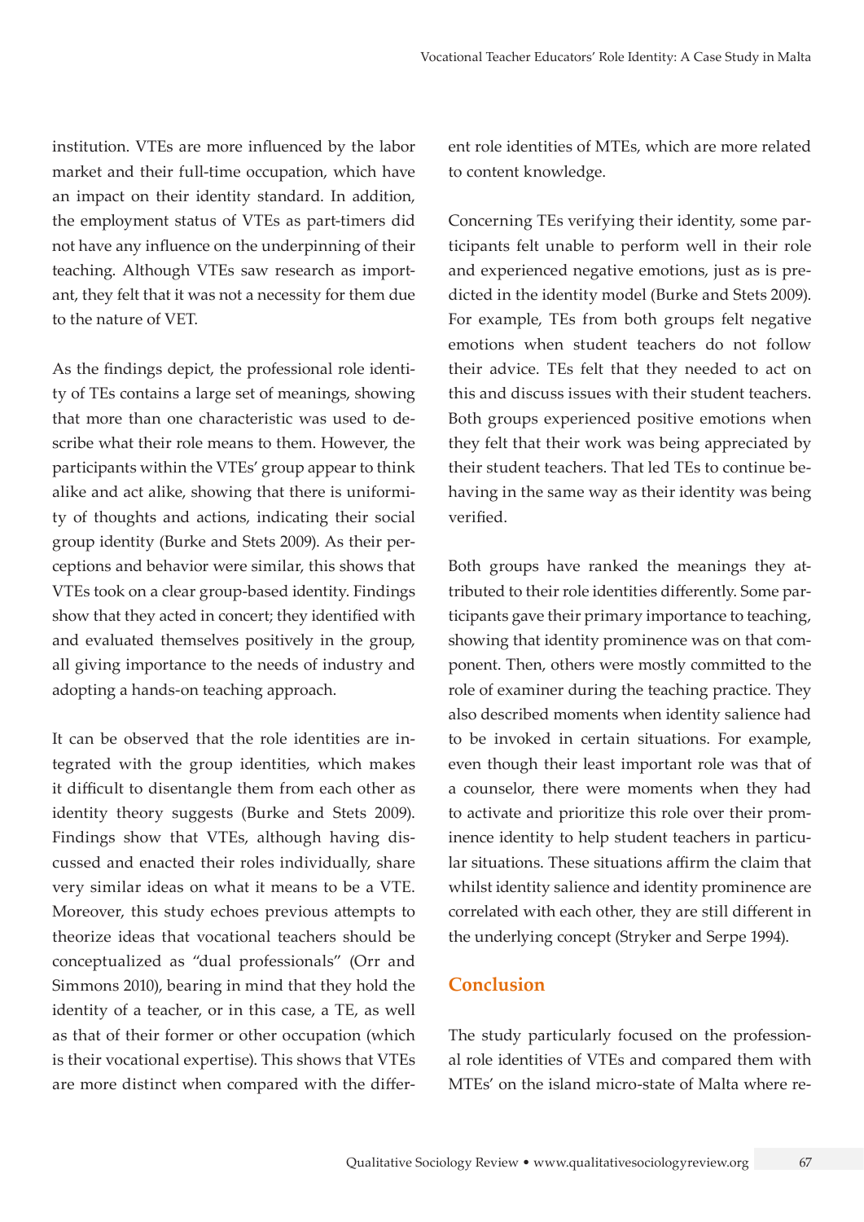institution. VTEs are more influenced by the labor market and their full-time occupation, which have an impact on their identity standard. In addition, the employment status of VTEs as part-timers did not have any influence on the underpinning of their teaching. Although VTEs saw research as important, they felt that it was not a necessity for them due to the nature of VET.

As the findings depict, the professional role identity of TEs contains a large set of meanings, showing that more than one characteristic was used to describe what their role means to them. However, the participants within the VTEs' group appear to think alike and act alike, showing that there is uniformity of thoughts and actions, indicating their social group identity (Burke and Stets 2009). As their perceptions and behavior were similar, this shows that VTEs took on a clear group-based identity. Findings show that they acted in concert; they identified with and evaluated themselves positively in the group, all giving importance to the needs of industry and adopting a hands-on teaching approach.

It can be observed that the role identities are integrated with the group identities, which makes it difficult to disentangle them from each other as identity theory suggests (Burke and Stets 2009). Findings show that VTEs, although having discussed and enacted their roles individually, share very similar ideas on what it means to be a VTE. Moreover, this study echoes previous attempts to theorize ideas that vocational teachers should be conceptualized as "dual professionals" (Orr and Simmons 2010), bearing in mind that they hold the identity of a teacher, or in this case, a TE, as well as that of their former or other occupation (which is their vocational expertise). This shows that VTEs are more distinct when compared with the different role identities of MTEs, which are more related to content knowledge.

Concerning TEs verifying their identity, some participants felt unable to perform well in their role and experienced negative emotions, just as is predicted in the identity model (Burke and Stets 2009). For example, TEs from both groups felt negative emotions when student teachers do not follow their advice. TEs felt that they needed to act on this and discuss issues with their student teachers. Both groups experienced positive emotions when they felt that their work was being appreciated by their student teachers. That led TEs to continue behaving in the same way as their identity was being verified.

Both groups have ranked the meanings they attributed to their role identities differently. Some participants gave their primary importance to teaching, showing that identity prominence was on that component. Then, others were mostly committed to the role of examiner during the teaching practice. They also described moments when identity salience had to be invoked in certain situations. For example, even though their least important role was that of a counselor, there were moments when they had to activate and prioritize this role over their prominence identity to help student teachers in particular situations. These situations affirm the claim that whilst identity salience and identity prominence are correlated with each other, they are still different in the underlying concept (Stryker and Serpe 1994).

## Conclusion

The study particularly focused on the professional role identities of VTEs and compared them with MTEs' on the island micro-state of Malta where re-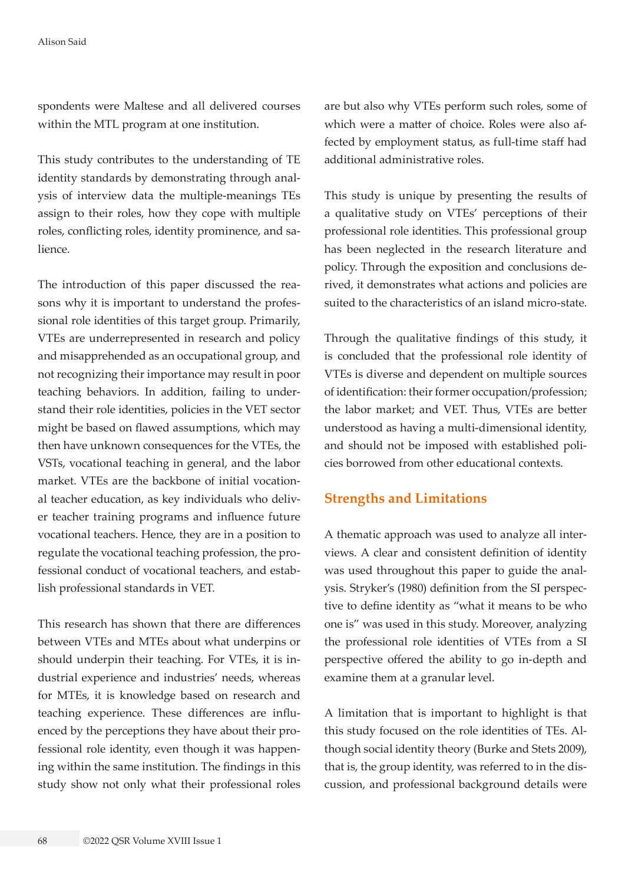spondents were Maltese and all delivered courses within the MTL program at one institution.

This study contributes to the understanding of TE identity standards by demonstrating through analysis of interview data the multiple-meanings TEs assign to their roles, how they cope with multiple roles, conflicting roles, identity prominence, and salience.

The introduction of this paper discussed the reasons why it is important to understand the professional role identities of this target group. Primarily, VTEs are underrepresented in research and policy and misapprehended as an occupational group, and not recognizing their importance may result in poor teaching behaviors. In addition, failing to understand their role identities, policies in the VET sector might be based on flawed assumptions, which may then have unknown consequences for the VTEs, the VSTs, vocational teaching in general, and the labor market. VTEs are the backbone of initial vocational teacher education, as key individuals who deliver teacher training programs and influence future vocational teachers. Hence, they are in a position to regulate the vocational teaching profession, the professional conduct of vocational teachers, and establish professional standards in VET.

This research has shown that there are differences between VTEs and MTEs about what underpins or should underpin their teaching. For VTEs, it is industrial experience and industries' needs, whereas for MTEs, it is knowledge based on research and teaching experience. These differences are influenced by the perceptions they have about their professional role identity, even though it was happening within the same institution. The findings in this study show not only what their professional roles are but also why VTEs perform such roles, some of which were a matter of choice. Roles were also affected by employment status, as full-time staff had additional administrative roles.

This study is unique by presenting the results of a qualitative study on VTEs' perceptions of their professional role identities. This professional group has been neglected in the research literature and policy. Through the exposition and conclusions derived, it demonstrates what actions and policies are suited to the characteristics of an island micro-state.

Through the qualitative findings of this study, it is concluded that the professional role identity of VTEs is diverse and dependent on multiple sources of identification: their former occupation/profession; the labor market; and VET. Thus, VTEs are better understood as having a multi-dimensional identity, and should not be imposed with established policies borrowed from other educational contexts.

## Strengths and Limitations

A thematic approach was used to analyze all interviews. A clear and consistent definition of identity was used throughout this paper to guide the analysis. Stryker's (1980) definition from the SI perspective to define identity as "what it means to be who one is" was used in this study. Moreover, analyzing the professional role identities of VTEs from a SI perspective offered the ability to go in-depth and examine them at a granular level.

A limitation that is important to highlight is that this study focused on the role identities of TEs. Although social identity theory (Burke and Stets 2009), that is, the group identity, was referred to in the discussion, and professional background details were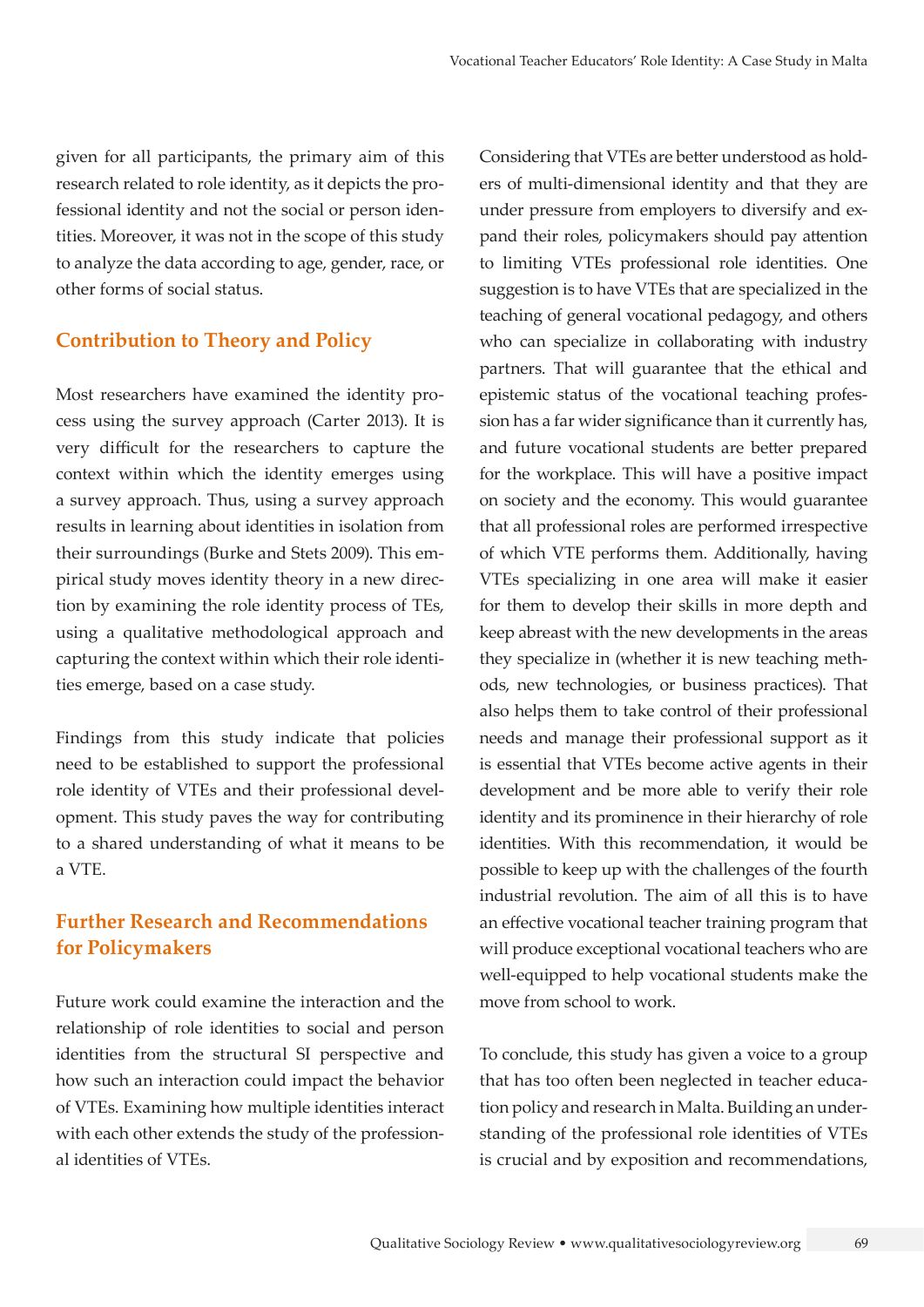given for all participants, the primary aim of this research related to role identity, as it depicts the professional identity and not the social or person identities. Moreover, it was not in the scope of this study to analyze the data according to age, gender, race, or other forms of social status.

## Contribution to Theory and Policy

Most researchers have examined the identity process using the survey approach (Carter 2013). It is very difficult for the researchers to capture the context within which the identity emerges using a survey approach. Thus, using a survey approach results in learning about identities in isolation from their surroundings (Burke and Stets 2009). This empirical study moves identity theory in a new direction by examining the role identity process of TEs, using a qualitative methodological approach and capturing the context within which their role identities emerge, based on a case study.

Findings from this study indicate that policies need to be established to support the professional role identity of VTEs and their professional development. This study paves the way for contributing to a shared understanding of what it means to be a VTE.

## Further Research and Recommendations for Policymakers

Future work could examine the interaction and the relationship of role identities to social and person identities from the structural SI perspective and how such an interaction could impact the behavior of VTEs. Examining how multiple identities interact with each other extends the study of the professional identities of VTEs.

Considering that VTEs are better understood as holders of multi-dimensional identity and that they are under pressure from employers to diversify and expand their roles, policymakers should pay attention to limiting VTEs professional role identities. One suggestion is to have VTEs that are specialized in the teaching of general vocational pedagogy, and others who can specialize in collaborating with industry partners. That will guarantee that the ethical and epistemic status of the vocational teaching profession has a far wider significance than it currently has, and future vocational students are better prepared for the workplace. This will have a positive impact on society and the economy. This would guarantee that all professional roles are performed irrespective of which VTE performs them. Additionally, having VTEs specializing in one area will make it easier for them to develop their skills in more depth and keep abreast with the new developments in the areas they specialize in (whether it is new teaching methods, new technologies, or business practices). That also helps them to take control of their professional needs and manage their professional support as it is essential that VTEs become active agents in their development and be more able to verify their role identity and its prominence in their hierarchy of role identities. With this recommendation, it would be possible to keep up with the challenges of the fourth industrial revolution. The aim of all this is to have an effective vocational teacher training program that will produce exceptional vocational teachers who are well-equipped to help vocational students make the move from school to work.

To conclude, this study has given a voice to a group that has too often been neglected in teacher education policy and research in Malta. Building an understanding of the professional role identities of VTEs is crucial and by exposition and recommendations,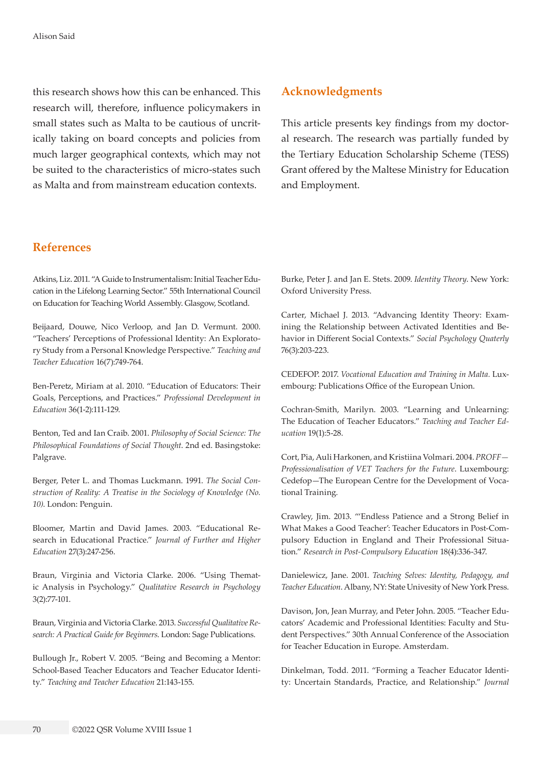this research shows how this can be enhanced. This research will, therefore, influence policymakers in small states such as Malta to be cautious of uncritically taking on board concepts and policies from much larger geographical contexts, which may not be suited to the characteristics of micro-states such as Malta and from mainstream education contexts.

## Acknowledgments

This article presents key findings from my doctoral research. The research was partially funded by the Tertiary Education Scholarship Scheme (TESS) Grant offered by the Maltese Ministry for Education and Employment.

## References

Atkins, Liz. 2011. "A Guide to Instrumentalism: Initial Teacher Education in the Lifelong Learning Sector." 55th International Council on Education for Teaching World Assembly. Glasgow, Scotland.

Beijaard, Douwe, Nico Verloop, and Jan D. Vermunt. 2000. "Teachers' Perceptions of Professional Identity: An Exploratory Study from a Personal Knowledge Perspective." *Teaching and Teacher Education* 16(7):749-764.

Ben-Peretz, Miriam at al. 2010. "Education of Educators: Their Goals, Perceptions, and Practices." *Professional Development in Education* 36(1-2):111-129.

Benton, Ted and Ian Craib. 2001. *Philosophy of Social Science: The Philosophical Foundations of Social Thought*. 2nd ed. Basingstoke: Palgrave.

Berger, Peter L. and Thomas Luckmann. 1991. *The Social Construction of Reality: A Treatise in the Sociology of Knowledge (No. 10)*. London: Penguin.

Bloomer, Martin and David James. 2003. "Educational Research in Educational Practice." *Journal of Further and Higher Education* 27(3):247-256.

Braun, Virginia and Victoria Clarke. 2006. "Using Thematic Analysis in Psychology." *Qualitative Research in Psychology* 3(2):77-101.

Braun, Virginia and Victoria Clarke. 2013. *Successful Qualitative Research: A Practical Guide for Beginners*. London: Sage Publications.

Bullough Jr., Robert V. 2005. "Being and Becoming a Mentor: School-Based Teacher Educators and Teacher Educator Identity." *Teaching and Teacher Education* 21:143-155.

Burke, Peter J. and Jan E. Stets. 2009. *Identity Theory*. New York: Oxford University Press.

Carter, Michael J. 2013. "Advancing Identity Theory: Examining the Relationship between Activated Identities and Behavior in Different Social Contexts." *Social Psychology Quaterly* 76(3):203-223.

CEDEFOP. 2017. *Vocational Education and Training in Malta*. Luxembourg: Publications Office of the European Union.

Cochran-Smith, Marilyn. 2003. "Learning and Unlearning: The Education of Teacher Educators." *Teaching and Teacher Education* 19(1):5-28.

Cort, Pia, Auli Harkonen, and Kristiina Volmari. 2004. *PROFF—Professionalisation of VET Teachers for the Future*. Luxembourg: Cedefop—The European Centre for the Development of Vocational Training.

Crawley, Jim. 2013. "'Endless Patience and a Strong Belief in What Makes a Good Teacher': Teacher Educators in Post-Compulsory Eduction in England and Their Professional Situation." *Research in Post-Compulsory Education* 18(4):336-347.

Danielewicz, Jane. 2001. *Teaching Selves: Identity, Pedagogy, and Teacher Education*. Albany, NY: State Univesity of New York Press.

Davison, Jon, Jean Murray, and Peter John. 2005. "Teacher Educators' Academic and Professional Identities: Faculty and Student Perspectives." 30th Annual Conference of the Association for Teacher Education in Europe. Amsterdam.

Dinkelman, Todd. 2011. "Forming a Teacher Educator Identity: Uncertain Standards, Practice, and Relationship." *Journal*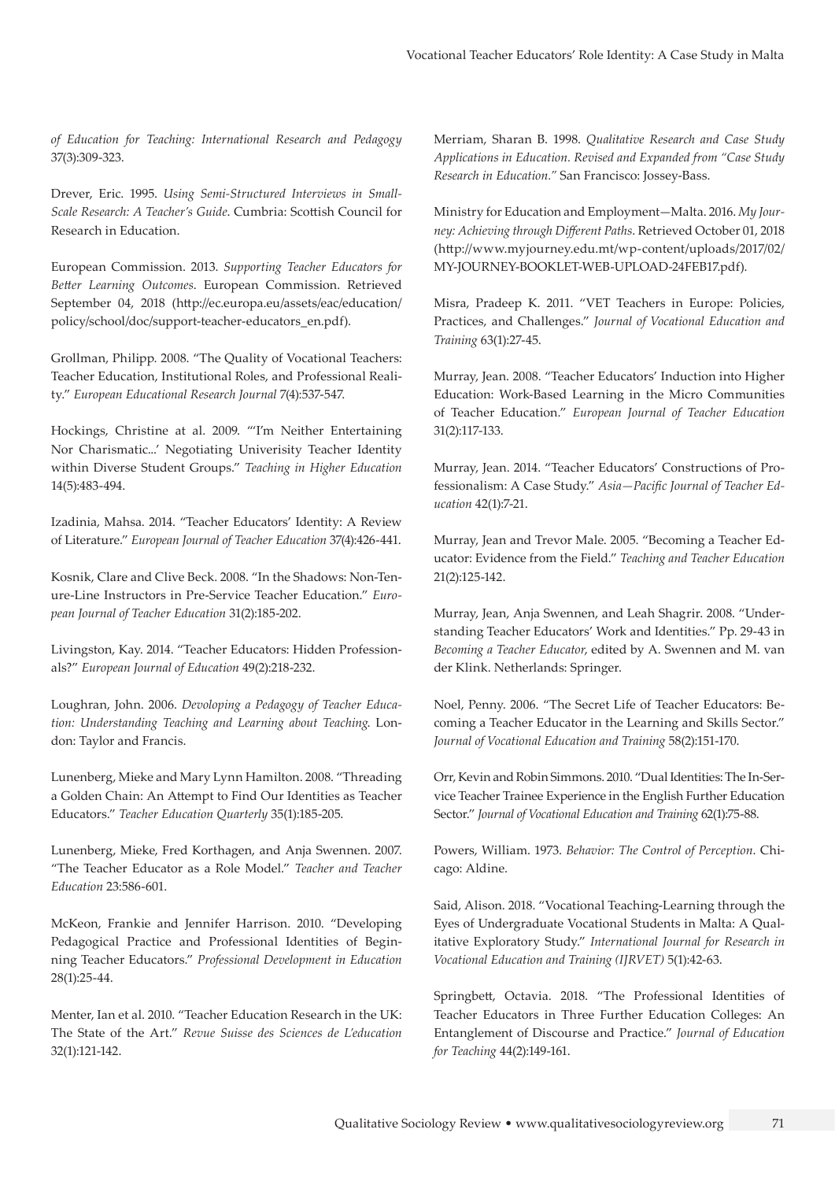*of Education for Teaching: International Research and Pedagogy* 37(3):309-323.

Drever, Eric. 1995. *Using Semi-Structured Interviews in Small-Scale Research: A Teacher's Guide*. Cumbria: Scottish Council for Research in Education.

European Commission. 2013. *Supporting Teacher Educators for Better Learning Outcomes*. European Commission. Retrieved September 04, 2018 (http://ec.europa.eu/assets/eac/education/policy/school/doc/support-teacher-educators_en.pdf).

Grollman, Philipp. 2008. "The Quality of Vocational Teachers: Teacher Education, Institutional Roles, and Professional Reality." *European Educational Research Journal* 7(4):537-547.

Hockings, Christine at al. 2009. "'I'm Neither Entertaining Nor Charismatic...' Negotiating Univerisity Teacher Identity within Diverse Student Groups." *Teaching in Higher Education* 14(5):483-494.

Izadinia, Mahsa. 2014. "Teacher Educators' Identity: A Review of Literature." *European Journal of Teacher Education* 37(4):426-441.

Kosnik, Clare and Clive Beck. 2008. "In the Shadows: Non-Tenure-Line Instructors in Pre-Service Teacher Education." *European Journal of Teacher Education* 31(2):185-202.

Livingston, Kay. 2014. "Teacher Educators: Hidden Professionals?" *European Journal of Education* 49(2):218-232.

Loughran, John. 2006. *Devoloping a Pedagogy of Teacher Education: Understanding Teaching and Learning about Teaching*. London: Taylor and Francis.

Lunenberg, Mieke and Mary Lynn Hamilton. 2008. "Threading a Golden Chain: An Attempt to Find Our Identities as Teacher Educators." *Teacher Education Quarterly* 35(1):185-205.

Lunenberg, Mieke, Fred Korthagen, and Anja Swennen. 2007. "The Teacher Educator as a Role Model." *Teacher and Teacher Education* 23:586-601.

McKeon, Frankie and Jennifer Harrison. 2010. "Developing Pedagogical Practice and Professional Identities of Beginning Teacher Educators." *Professional Development in Education* 28(1):25-44.

Menter, Ian et al. 2010. "Teacher Education Research in the UK: The State of the Art." *Revue Suisse des Sciences de L'education* 32(1):121-142.

Merriam, Sharan B. 1998. *Qualitative Research and Case Study Applications in Education. Revised and Expanded from "Case Study Research in Education."* San Francisco: Jossey-Bass.

Ministry for Education and Employment—Malta. 2016. *My Journey: Achieving through Different Paths*. Retrieved October 01, 2018 (http://www.myjourney.edu.mt/wp-content/uploads/2017/02/MY-JOURNEY-BOOKLET-WEB-UPLOAD-24FEB17.pdf).

Misra, Pradeep K. 2011. "VET Teachers in Europe: Policies, Practices, and Challenges." *Journal of Vocational Education and Training* 63(1):27-45.

Murray, Jean. 2008. "Teacher Educators' Induction into Higher Education: Work-Based Learning in the Micro Communities of Teacher Education." *European Journal of Teacher Education* 31(2):117-133.

Murray, Jean. 2014. "Teacher Educators' Constructions of Professionalism: A Case Study." *Asia—Pacific Journal of Teacher Education* 42(1):7-21.

Murray, Jean and Trevor Male. 2005. "Becoming a Teacher Educator: Evidence from the Field." *Teaching and Teacher Education* 21(2):125-142.

Murray, Jean, Anja Swennen, and Leah Shagrir. 2008. "Understanding Teacher Educators' Work and Identities." Pp. 29-43 in *Becoming a Teacher Educator*, edited by A. Swennen and M. van der Klink. Netherlands: Springer.

Noel, Penny. 2006. "The Secret Life of Teacher Educators: Becoming a Teacher Educator in the Learning and Skills Sector." *Journal of Vocational Education and Training* 58(2):151-170.

Orr, Kevin and Robin Simmons. 2010. "Dual Identities: The In-Service Teacher Trainee Experience in the English Further Education Sector." *Journal of Vocational Education and Training* 62(1):75-88.

Powers, William. 1973. *Behavior: The Control of Perception*. Chicago: Aldine.

Said, Alison. 2018. "Vocational Teaching-Learning through the Eyes of Undergraduate Vocational Students in Malta: A Qualitative Exploratory Study." *International Journal for Research in Vocational Education and Training (IJRVET)* 5(1):42-63.

Springbett, Octavia. 2018. "The Professional Identities of Teacher Educators in Three Further Education Colleges: An Entanglement of Discourse and Practice." *Journal of Education for Teaching* 44(2):149-161.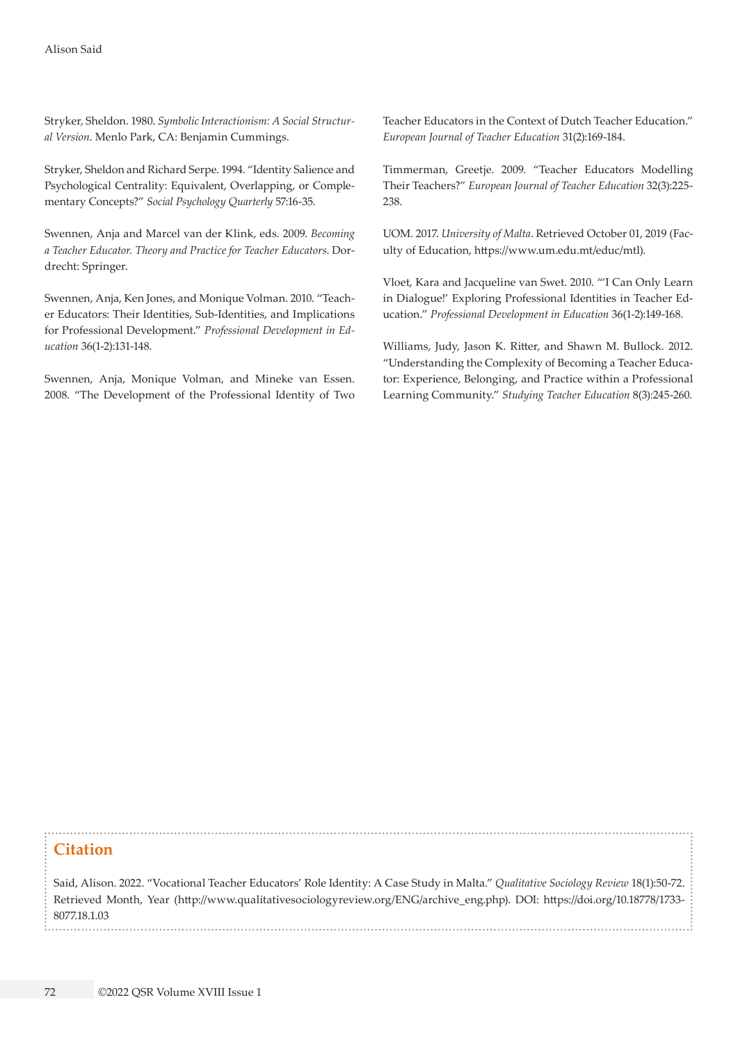Stryker, Sheldon. 1980. *Symbolic Interactionism: A Social Structural Version*. Menlo Park, CA: Benjamin Cummings.

Stryker, Sheldon and Richard Serpe. 1994. "Identity Salience and Psychological Centrality: Equivalent, Overlapping, or Complementary Concepts?" *Social Psychology Quarterly* 57:16-35.

Swennen, Anja and Marcel van der Klink, eds. 2009. *Becoming a Teacher Educator. Theory and Practice for Teacher Educators*. Dordrecht: Springer.

Swennen, Anja, Ken Jones, and Monique Volman. 2010. "Teacher Educators: Their Identities, Sub-Identities, and Implications for Professional Development." *Professional Development in Education* 36(1-2):131-148.

Swennen, Anja, Monique Volman, and Mineke van Essen. 2008. "The Development of the Professional Identity of Two Teacher Educators in the Context of Dutch Teacher Education." *European Journal of Teacher Education* 31(2):169-184.

Timmerman, Greetje. 2009. "Teacher Educators Modelling Their Teachers?" *European Journal of Teacher Education* 32(3):225-238.

UOM. 2017. *University of Malta*. Retrieved October 01, 2019 (Faculty of Education, https://www.um.edu.mt/educ/mtl).

Vloet, Kara and Jacqueline van Swet. 2010. "'I Can Only Learn in Dialogue!' Exploring Professional Identities in Teacher Education." *Professional Development in Education* 36(1-2):149-168.

Williams, Judy, Jason K. Ritter, and Shawn M. Bullock. 2012. "Understanding the Complexity of Becoming a Teacher Educator: Experience, Belonging, and Practice within a Professional Learning Community." *Studying Teacher Education* 8(3):245-260.

## Citation

Said, Alison. 2022. "Vocational Teacher Educators' Role Identity: A Case Study in Malta." *Qualitative Sociology Review* 18(1):50-72. Retrieved Month, Year (http://www.qualitativesociologyreview.org/ENG/archive_eng.php). DOI: https://doi.org/10.18778/1733-8077.18.1.03